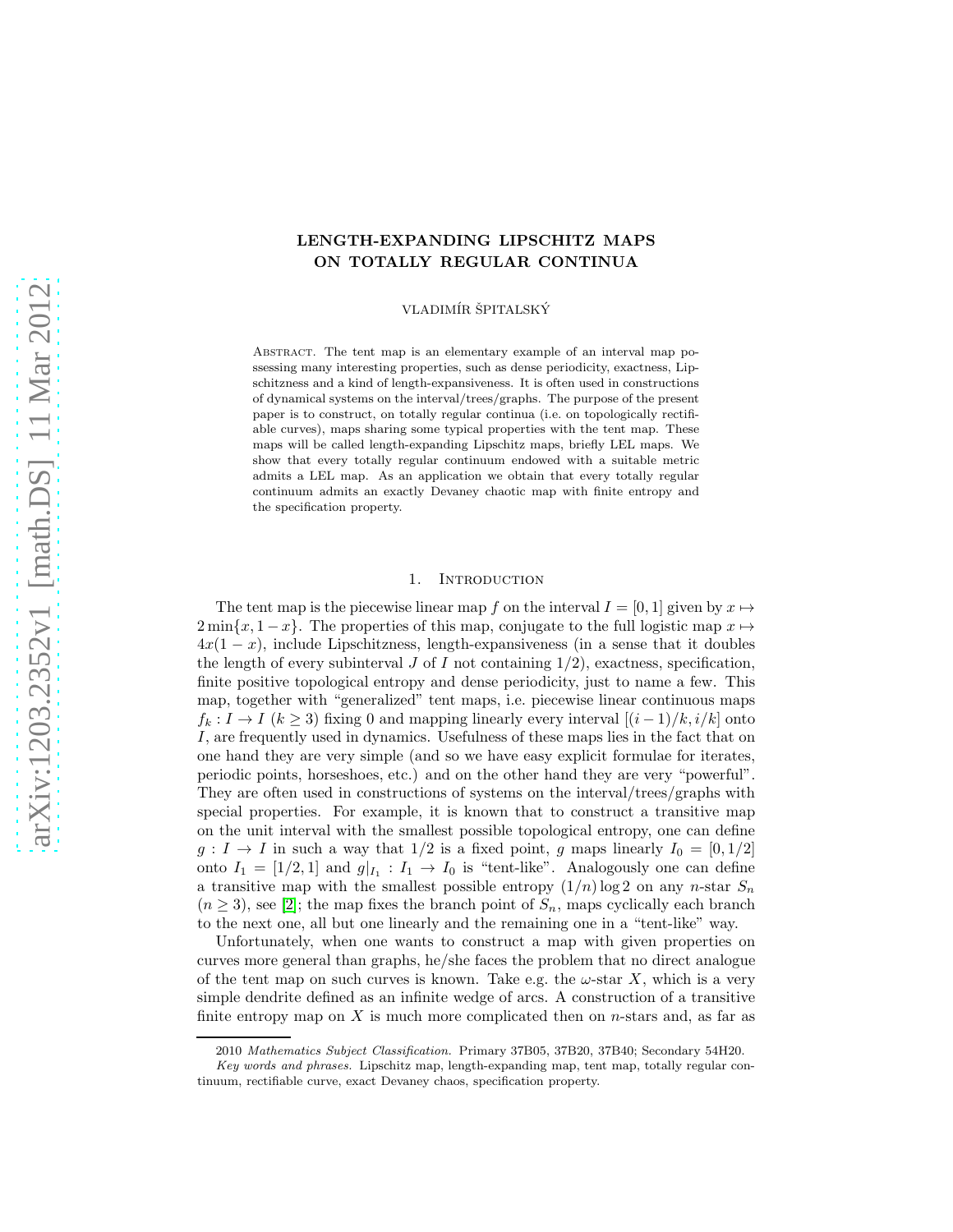# LENGTH-EXPANDING LIPSCHITZ MAPS ON TOTALLY REGULAR CONTINUA

VLADIMÍR ŠPITALSKÝ

Abstract. The tent map is an elementary example of an interval map possessing many interesting properties, such as dense periodicity, exactness, Lipschitzness and a kind of length-expansiveness. It is often used in constructions of dynamical systems on the interval/trees/graphs. The purpose of the present paper is to construct, on totally regular continua (i.e. on topologically rectifiable curves), maps sharing some typical properties with the tent map. These maps will be called length-expanding Lipschitz maps, briefly LEL maps. We show that every totally regular continuum endowed with a suitable metric admits a LEL map. As an application we obtain that every totally regular continuum admits an exactly Devaney chaotic map with finite entropy and the specification property.

## 1. Introduction

The tent map is the piecewise linear map $f$ on the interval $I = [0, 1]$ given by $x \mapsto 2\min\{x, 1-x\}$. The properties of this map, conjugate to the full logistic map $x \mapsto 4x(1-x)$, include Lipschitzness, length-expansiveness (in a sense that it doubles the length of every subinterval $J$ of $I$ not containing $1/2$), exactness, specification, finite positive topological entropy and dense periodicity, just to name a few. This map, together with "generalized" tent maps, i.e. piecewise linear continuous maps $f_k : I \to I$ ($k \geq 3$) fixing 0 and mapping linearly every interval $[(i-1)/k, i/k]$ onto $I$, are frequently used in dynamics. Usefulness of these maps lies in the fact that on one hand they are very simple (and so we have easy explicit formulae for iterates, periodic points, horseshoes, etc.) and on the other hand they are very "powerful". They are often used in constructions of systems on the interval/trees/graphs with special properties. For example, it is known that to construct a transitive map on the unit interval with the smallest possible topological entropy, one can define $g : I \to I$ in such a way that $1/2$ is a fixed point, $g$ maps linearly $I_0 = [0, 1/2]$ onto $I_1 = [1/2, 1]$ and $g|_{I_1} : I_1 \to I_0$ is "tent-like". Analogously one can define a transitive map with the smallest possible entropy $(1/n) \log 2$ on any $n$-star $S_n$ ($n \geq 3$), see [2]; the map fixes the branch point of $S_n$, maps cyclically each branch to the next one, all but one linearly and the remaining one in a "tent-like" way.

Unfortunately, when one wants to construct a map with given properties on curves more general than graphs, he/she faces the problem that no direct analogue of the tent map on such curves is known. Take e.g. the $\omega$-star $X$, which is a very simple dendrite defined as an infinite wedge of arcs. A construction of a transitive finite entropy map on $X$ is much more complicated then on $n$-stars and, as far as

2010 *Mathematics Subject Classification.* Primary 37B05, 37B20, 37B40; Secondary 54H20.

*Key words and phrases.* Lipschitz map, length-expanding map, tent map, totally regular continuum, rectifiable curve, exact Devaney chaos, specification property.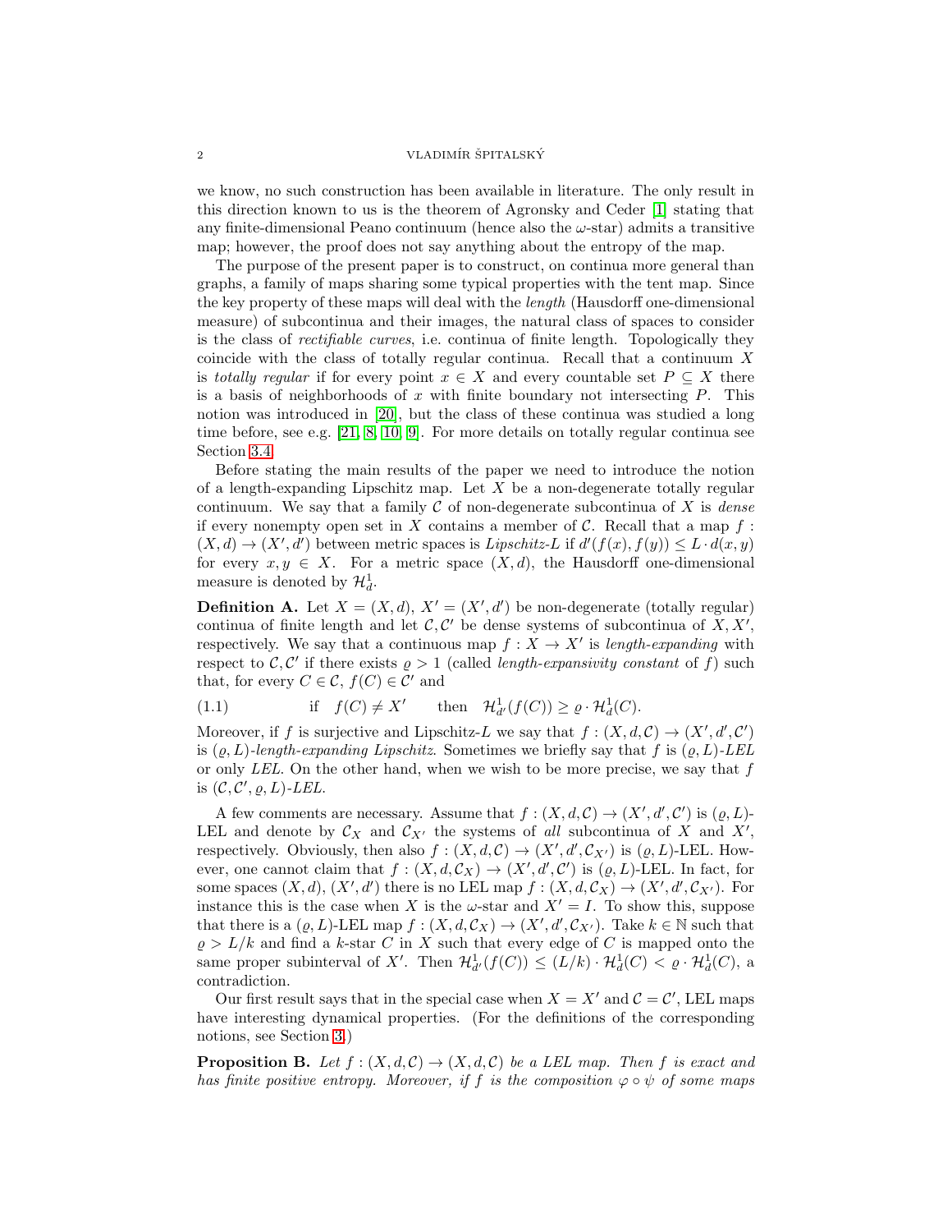we know, no such construction has been available in literature. The only result in this direction known to us is the theorem of Agronsky and Ceder [1] stating that any finite-dimensional Peano continuum (hence also the $\omega$-star) admits a transitive map; however, the proof does not say anything about the entropy of the map.

The purpose of the present paper is to construct, on continua more general than graphs, a family of maps sharing some typical properties with the tent map. Since the key property of these maps will deal with the *length* (Hausdorff one-dimensional measure) of subcontinua and their images, the natural class of spaces to consider is the class of *rectifiable curves*, i.e. continua of finite length. Topologically they coincide with the class of totally regular continua. Recall that a continuum $X$ is *totally regular* if for every point $x \in X$ and every countable set $P \subseteq X$ there is a basis of neighborhoods of $x$ with finite boundary not intersecting $P$. This notion was introduced in [20], but the class of these continua was studied a long time before, see e.g. [21, 8, 10, 9]. For more details on totally regular continua see Section 3.4.

Before stating the main results of the paper we need to introduce the notion of a length-expanding Lipschitz map. Let $X$ be a non-degenerate totally regular continuum. We say that a family $\mathcal{C}$ of non-degenerate subcontinua of $X$ is *dense* if every nonempty open set in $X$ contains a member of $\mathcal{C}$. Recall that a map $f : (X, d) \to (X', d')$ between metric spaces is *Lipschitz-$L$* if $d'(f(x), f(y)) \le L \cdot d(x, y)$ for every $x, y \in X$. For a metric space $(X, d)$, the Hausdorff one-dimensional measure is denoted by $\mathcal{H}^1_d$.

**Definition A.** Let $X = (X, d)$, $X' = (X', d')$ be non-degenerate (totally regular) continua of finite length and let $\mathcal{C}, \mathcal{C}'$ be dense systems of subcontinua of $X, X'$, respectively. We say that a continuous map $f : X \to X'$ is *length-expanding* with respect to $\mathcal{C}, \mathcal{C}'$ if there exists $\varrho > 1$ (called *length-expansivity constant* of $f$) such that, for every $C \in \mathcal{C}$, $f(C) \in \mathcal{C}'$ and

$$\text{(1.1)} \qquad \text{if} \quad f(C) \neq X' \qquad \text{then} \quad \mathcal{H}^1_{d'}(f(C)) \ge \varrho \cdot \mathcal{H}^1_d(C).$$

Moreover, if $f$ is surjective and Lipschitz-$L$ we say that $f : (X, d, \mathcal{C}) \to (X', d', \mathcal{C}')$ is *$(\varrho, L)$-length-expanding Lipschitz*. Sometimes we briefly say that $f$ is *$(\varrho, L)$-LEL* or only *LEL*. On the other hand, when we wish to be more precise, we say that $f$ is *$(\mathcal{C}, \mathcal{C}', \varrho, L)$-LEL*.

A few comments are necessary. Assume that $f : (X, d, \mathcal{C}) \to (X', d', \mathcal{C}')$ is $(\varrho, L)$-LEL and denote by $\mathcal{C}_X$ and $\mathcal{C}_{X'}$ the systems of *all* subcontinua of $X$ and $X'$, respectively. Obviously, then also $f : (X, d, \mathcal{C}) \to (X', d', \mathcal{C}_{X'})$ is $(\varrho, L)$-LEL. However, one cannot claim that $f : (X, d, \mathcal{C}_X) \to (X', d', \mathcal{C}')$ is $(\varrho, L)$-LEL. In fact, for some spaces $(X, d)$, $(X', d')$ there is no LEL map $f : (X, d, \mathcal{C}_X) \to (X', d', \mathcal{C}_{X'})$. For instance this is the case when $X$ is the $\omega$-star and $X' = I$. To show this, suppose that there is a $(\varrho, L)$-LEL map $f : (X, d, \mathcal{C}_X) \to (X', d', \mathcal{C}_{X'})$. Take $k \in \mathbb{N}$ such that $\varrho > L/k$ and find a $k$-star $C$ in $X$ such that every edge of $C$ is mapped onto the same proper subinterval of $X'$. Then $\mathcal{H}^1_{d'}(f(C)) \le (L/k) \cdot \mathcal{H}^1_d(C) < \varrho \cdot \mathcal{H}^1_d(C)$, a contradiction.

Our first result says that in the special case when $X = X'$ and $\mathcal{C} = \mathcal{C}'$, LEL maps have interesting dynamical properties. (For the definitions of the corresponding notions, see Section 3.)

**Proposition B.** *Let $f : (X, d, \mathcal{C}) \to (X, d, \mathcal{C})$ be a LEL map. Then $f$ is exact and has finite positive entropy. Moreover, if $f$ is the composition $\varphi \circ \psi$ of some maps*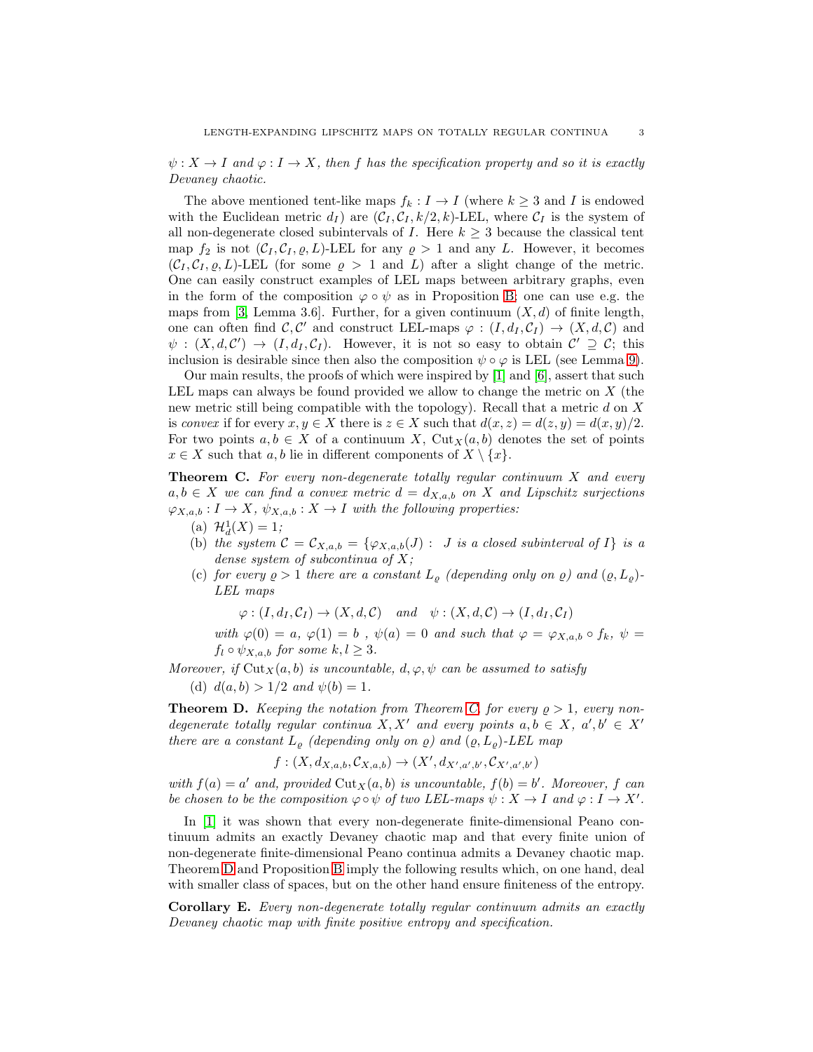*$\psi : X \to I$ and $\varphi : I \to X$, then $f$ has the specification property and so it is exactly Devaney chaotic.*

The above mentioned tent-like maps $f_k : I \to I$ (where $k \geq 3$ and $I$ is endowed with the Euclidean metric $d_I$) are $(\mathcal{C}_I, \mathcal{C}_I, k/2, k)$-LEL, where $\mathcal{C}_I$ is the system of all non-degenerate closed subintervals of $I$. Here $k \geq 3$ because the classical tent map $f_2$ is not $(\mathcal{C}_I, \mathcal{C}_I, \varrho, L)$-LEL for any $\varrho > 1$ and any $L$. However, it becomes $(\mathcal{C}_I, \mathcal{C}_I, \varrho, L)$-LEL (for some $\varrho > 1$ and $L$) after a slight change of the metric. One can easily construct examples of LEL maps between arbitrary graphs, even in the form of the composition $\varphi \circ \psi$ as in Proposition B; one can use e.g. the maps from [3, Lemma 3.6]. Further, for a given continuum $(X, d)$ of finite length, one can often find $\mathcal{C}, \mathcal{C}'$ and construct LEL-maps $\varphi : (I, d_I, \mathcal{C}_I) \to (X, d, \mathcal{C})$ and $\psi : (X, d, \mathcal{C}') \to (I, d_I, \mathcal{C}_I)$. However, it is not so easy to obtain $\mathcal{C}' \supseteq \mathcal{C}$; this inclusion is desirable since then also the composition $\psi \circ \varphi$ is LEL (see Lemma 9).

Our main results, the proofs of which were inspired by [1] and [6], assert that such LEL maps can always be found provided we allow to change the metric on $X$ (the new metric still being compatible with the topology). Recall that a metric $d$ on $X$ is *convex* if for every $x, y \in X$ there is $z \in X$ such that $d(x, z) = d(z, y) = d(x, y)/2$. For two points $a, b \in X$ of a continuum $X$, $\mathrm{Cut}_X(a, b)$ denotes the set of points $x \in X$ such that $a, b$ lie in different components of $X \setminus \{x\}$.

**Theorem C.** *For every non-degenerate totally regular continuum $X$ and every $a, b \in X$ we can find a convex metric $d = d_{X,a,b}$ on $X$ and Lipschitz surjections $\varphi_{X,a,b} : I \to X$, $\psi_{X,a,b} : X \to I$ with the following properties:*

(a) *$\mathcal{H}^1_d(X) = 1$;*

(b) *the system $\mathcal{C} = \mathcal{C}_{X,a,b} = \{\varphi_{X,a,b}(J) : J$ is a closed subinterval of $I\}$ is a dense system of subcontinua of $X$;*

(c) *for every $\varrho > 1$ there are a constant $L_\varrho$ (depending only on $\varrho$) and $(\varrho, L_\varrho)$-LEL maps*

$$\varphi : (I, d_I, \mathcal{C}_I) \to (X, d, \mathcal{C}) \quad \text{and} \quad \psi : (X, d, \mathcal{C}) \to (I, d_I, \mathcal{C}_I)$$

*with $\varphi(0) = a$, $\varphi(1) = b$, $\psi(a) = 0$ and such that $\varphi = \varphi_{X,a,b} \circ f_k$, $\psi = f_l \circ \psi_{X,a,b}$ for some $k, l \geq 3$.*

*Moreover, if $\mathrm{Cut}_X(a, b)$ is uncountable, $d, \varphi, \psi$ can be assumed to satisfy*

(d) *$d(a, b) > 1/2$ and $\psi(b) = 1$.*

**Theorem D.** *Keeping the notation from Theorem C, for every $\varrho > 1$, every non-degenerate totally regular continua $X, X'$ and every points $a, b \in X$, $a', b' \in X'$ there are a constant $L_\varrho$ (depending only on $\varrho$) and $(\varrho, L_\varrho)$-LEL map*

$$f : (X, d_{X,a,b}, \mathcal{C}_{X,a,b}) \to (X', d_{X',a',b'}, \mathcal{C}_{X',a',b'})$$

*with $f(a) = a'$ and, provided $\mathrm{Cut}_X(a, b)$ is uncountable, $f(b) = b'$. Moreover, $f$ can be chosen to be the composition $\varphi \circ \psi$ of two LEL-maps $\psi : X \to I$ and $\varphi : I \to X'$.*

In [1] it was shown that every non-degenerate finite-dimensional Peano continuum admits an exactly Devaney chaotic map and that every finite union of non-degenerate finite-dimensional Peano continua admits a Devaney chaotic map. Theorem D and Proposition B imply the following results which, on one hand, deal with smaller class of spaces, but on the other hand ensure finiteness of the entropy.

**Corollary E.** *Every non-degenerate totally regular continuum admits an exactly Devaney chaotic map with finite positive entropy and specification.*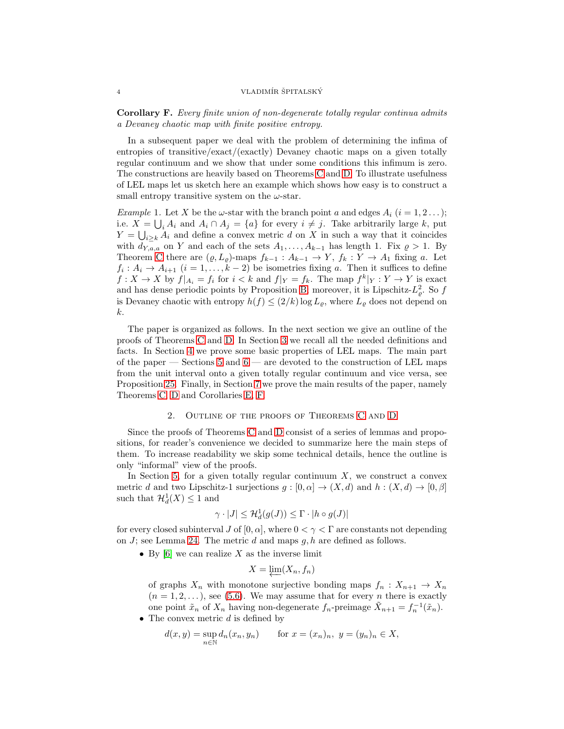**Corollary F.** *Every finite union of non-degenerate totally regular continua admits a Devaney chaotic map with finite positive entropy.*

In a subsequent paper we deal with the problem of determining the infima of entropies of transitive/exact/(exactly) Devaney chaotic maps on a given totally regular continuum and we show that under some conditions this infimum is zero. The constructions are heavily based on Theorems C and D. To illustrate usefulness of LEL maps let us sketch here an example which shows how easy is to construct a small entropy transitive system on the $\omega$-star.

*Example* 1. Let $X$ be the $\omega$-star with the branch point $a$ and edges $A_i$ $(i = 1, 2 \dots)$; i.e. $X = \bigcup_i A_i$ and $A_i \cap A_j = \{a\}$ for every $i \neq j$. Take arbitrarily large $k$, put $Y = \bigcup_{i \geq k} A_i$ and define a convex metric $d$ on $X$ in such a way that it coincides with $d_{Y,a,a}$ on $Y$ and each of the sets $A_1, \dots, A_{k-1}$ has length 1. Fix $\varrho > 1$. By Theorem C there are $(\varrho, L_\varrho)$-maps $f_{k-1} : A_{k-1} \to Y$, $f_k : Y \to A_1$ fixing $a$. Let $f_i : A_i \to A_{i+1}$ $(i = 1, \dots, k-2)$ be isometries fixing $a$. Then it suffices to define $f : X \to X$ by $f|_{A_i} = f_i$ for $i < k$ and $f|_Y = f_k$. The map $f^k|_Y : Y \to Y$ is exact and has dense periodic points by Proposition B; moreover, it is Lipschitz-$L_\varrho^2$. So $f$ is Devaney chaotic with entropy $h(f) \leq (2/k) \log L_\varrho$, where $L_\varrho$ does not depend on $k$.

The paper is organized as follows. In the next section we give an outline of the proofs of Theorems C and D. In Section 3 we recall all the needed definitions and facts. In Section 4 we prove some basic properties of LEL maps. The main part of the paper — Sections 5 and 6 — are devoted to the construction of LEL maps from the unit interval onto a given totally regular continuum and vice versa, see Proposition 25. Finally, in Section 7 we prove the main results of the paper, namely Theorems C, D and Corollaries E, F.

## 2. Outline of the proofs of Theorems C and D

Since the proofs of Theorems C and D consist of a series of lemmas and propositions, for reader's convenience we decided to summarize here the main steps of them. To increase readability we skip some technical details, hence the outline is only "informal" view of the proofs.

In Section 5, for a given totally regular continuum $X$, we construct a convex metric $d$ and two Lipschitz-1 surjections $g : [0, \alpha] \to (X, d)$ and $h : (X, d) \to [0, \beta]$ such that $\mathcal{H}^1_d(X) \leq 1$ and

$$\gamma \cdot |J| \leq \mathcal{H}^1_d(g(J)) \leq \Gamma \cdot |h \circ g(J)|$$

for every closed subinterval $J$ of $[0, \alpha]$, where $0 < \gamma < \Gamma$ are constants not depending on $J$; see Lemma 24. The metric $d$ and maps $g, h$ are defined as follows.

- By [6] we can realize $X$ as the inverse limit

$$X = \varprojlim(X_n, f_n)$$

  of graphs $X_n$ with monotone surjective bonding maps $f_n : X_{n+1} \to X_n$ $(n = 1, 2, \dots)$, see (5.6). We may assume that for every $n$ there is exactly one point $\tilde{x}_n$ of $X_n$ having non-degenerate $f_n$-preimage $\tilde{X}_{n+1} = f_n^{-1}(\tilde{x}_n)$.
- The convex metric $d$ is defined by

$$d(x, y) = \sup_{n \in \mathbb{N}} d_n(x_n, y_n) \qquad \text{for } x = (x_n)_n,\ y = (y_n)_n \in X,$$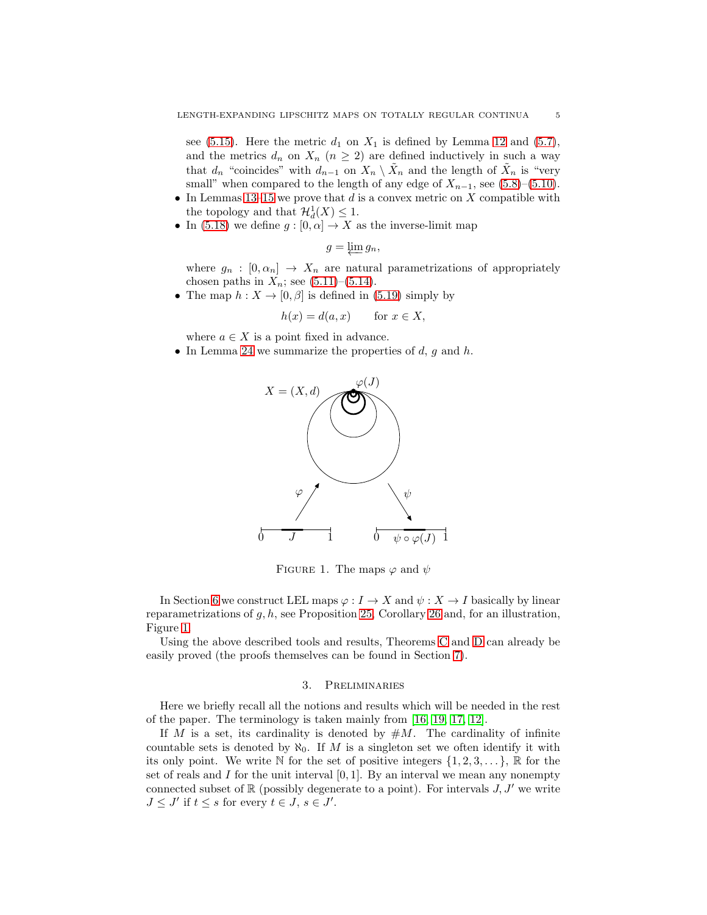see (5.15). Here the metric $d_1$ on $X_1$ is defined by Lemma 12 and (5.7), and the metrics $d_n$ on $X_n$ ($n \geq 2$) are defined inductively in such a way that $d_n$ "coincides" with $d_{n-1}$ on $X_n \setminus \tilde{X}_n$ and the length of $\tilde{X}_n$ is "very small" when compared to the length of any edge of $X_{n-1}$, see (5.8)–(5.10).

- In Lemmas 13–15 we prove that $d$ is a convex metric on $X$ compatible with the topology and that $\mathcal{H}^1_d(X) \leq 1$.
- In (5.18) we define $g : [0, \alpha] \to X$ as the inverse-limit map

$$g = \varprojlim g_n,$$

where $g_n : [0, \alpha_n] \to X_n$ are natural parametrizations of appropriately chosen paths in $X_n$; see (5.11)–(5.14).

- The map $h : X \to [0, \beta]$ is defined in (5.19) simply by

$$h(x) = d(a, x) \qquad \text{for } x \in X,$$

where $a \in X$ is a point fixed in advance.

- In Lemma 24 we summarize the properties of $d$, $g$ and $h$.

$X = (X, d)$

$\varphi(J)$

$\varphi$

$\psi$

0 $J$ 1

0 $\psi \circ \varphi(J)$ 1

Figure 1. The maps $\varphi$ and $\psi$

In Section 6 we construct LEL maps $\varphi : I \to X$ and $\psi : X \to I$ basically by linear reparametrizations of $g, h$, see Proposition 25, Corollary 26 and, for an illustration, Figure 1.

Using the above described tools and results, Theorems C and D can already be easily proved (the proofs themselves can be found in Section 7).

## 3. Preliminaries

Here we briefly recall all the notions and results which will be needed in the rest of the paper. The terminology is taken mainly from [16, 19, 17, 12].

If $M$ is a set, its cardinality is denoted by $\#M$. The cardinality of infinite countable sets is denoted by $\aleph_0$. If $M$ is a singleton set we often identify it with its only point. We write $\mathbb{N}$ for the set of positive integers $\{1, 2, 3, \dots\}$, $\mathbb{R}$ for the set of reals and $I$ for the unit interval $[0, 1]$. By an interval we mean any nonempty connected subset of $\mathbb{R}$ (possibly degenerate to a point). For intervals $J, J'$ we write $J \leq J'$ if $t \leq s$ for every $t \in J$, $s \in J'$.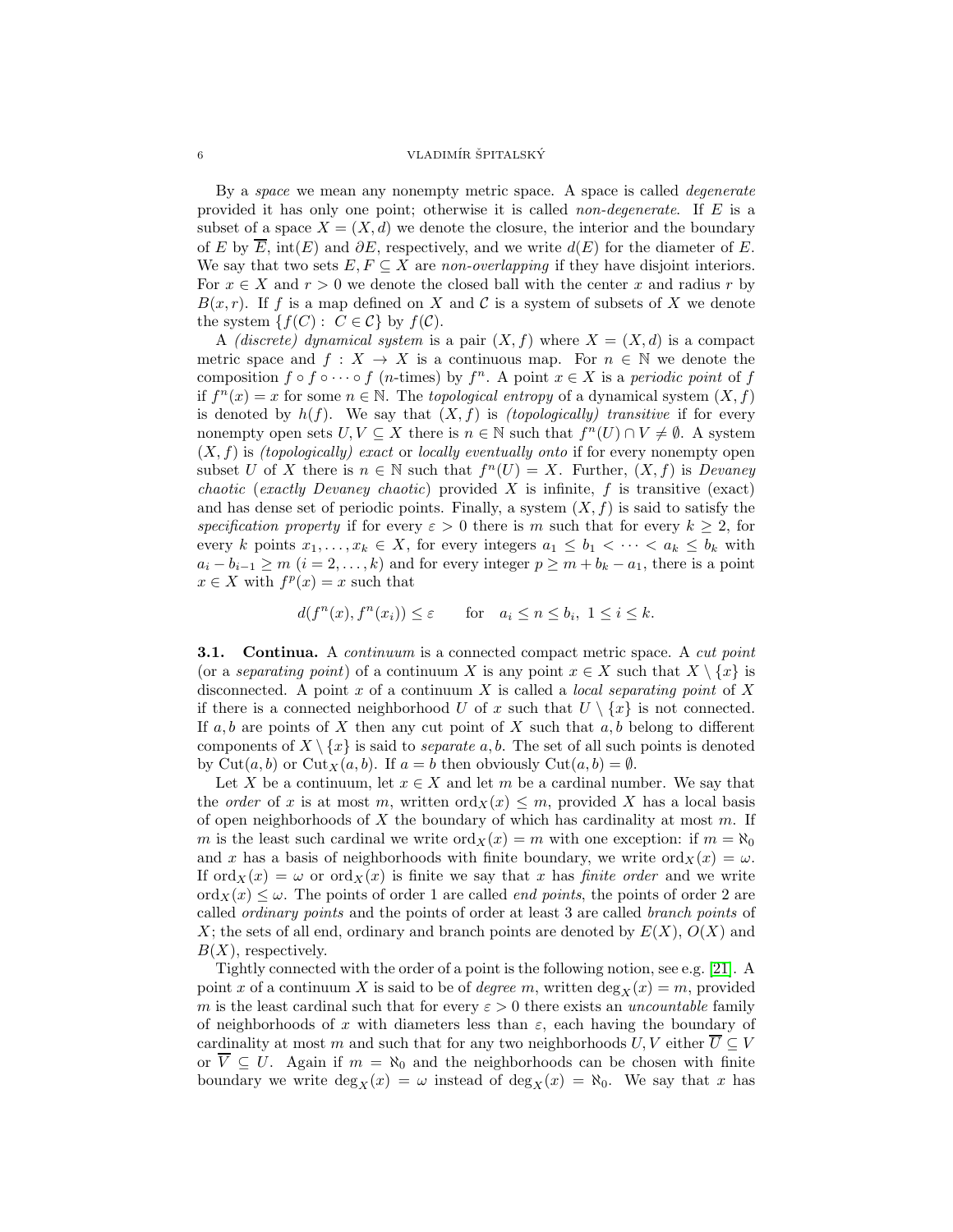By a *space* we mean any nonempty metric space. A space is called *degenerate* provided it has only one point; otherwise it is called *non-degenerate*. If $E$ is a subset of a space $X = (X, d)$ we denote the closure, the interior and the boundary of $E$ by $\overline{E}$, $\text{int}(E)$ and $\partial E$, respectively, and we write $d(E)$ for the diameter of $E$. We say that two sets $E, F \subseteq X$ are *non-overlapping* if they have disjoint interiors. For $x \in X$ and $r > 0$ we denote the closed ball with the center $x$ and radius $r$ by $B(x, r)$. If $f$ is a map defined on $X$ and $\mathcal{C}$ is a system of subsets of $X$ we denote the system $\{f(C) : C \in \mathcal{C}\}$ by $f(\mathcal{C})$.

A *(discrete) dynamical system* is a pair $(X, f)$ where $X = (X, d)$ is a compact metric space and $f : X \to X$ is a continuous map. For $n \in \mathbb{N}$ we denote the composition $f \circ f \circ \cdots \circ f$ ($n$-times) by $f^n$. A point $x \in X$ is a *periodic point* of $f$ if $f^n(x) = x$ for some $n \in \mathbb{N}$. The *topological entropy* of a dynamical system $(X, f)$ is denoted by $h(f)$. We say that $(X, f)$ is *(topologically) transitive* if for every nonempty open sets $U, V \subseteq X$ there is $n \in \mathbb{N}$ such that $f^n(U) \cap V \neq \emptyset$. A system $(X, f)$ is *(topologically) exact* or *locally eventually onto* if for every nonempty open subset $U$ of $X$ there is $n \in \mathbb{N}$ such that $f^n(U) = X$. Further, $(X, f)$ is *Devaney chaotic* (*exactly Devaney chaotic*) provided $X$ is infinite, $f$ is transitive (exact) and has dense set of periodic points. Finally, a system $(X, f)$ is said to satisfy the *specification property* if for every $\varepsilon > 0$ there is $m$ such that for every $k \geq 2$, for every $k$ points $x_1, \dots, x_k \in X$, for every integers $a_1 \leq b_1 < \cdots < a_k \leq b_k$ with $a_i - b_{i-1} \geq m$ $(i = 2, \dots, k)$ and for every integer $p \geq m + b_k - a_1$, there is a point $x \in X$ with $f^p(x) = x$ such that

$$d(f^n(x), f^n(x_i)) \leq \varepsilon \qquad \text{for} \quad a_i \leq n \leq b_i,\ 1 \leq i \leq k.$$

### 3.1. Continua.

A *continuum* is a connected compact metric space. A *cut point* (or a *separating point*) of a continuum $X$ is any point $x \in X$ such that $X \setminus \{x\}$ is disconnected. A point $x$ of a continuum $X$ is called a *local separating point* of $X$ if there is a connected neighborhood $U$ of $x$ such that $U \setminus \{x\}$ is not connected. If $a, b$ are points of $X$ then any cut point of $X$ such that $a, b$ belong to different components of $X \setminus \{x\}$ is said to *separate* $a, b$. The set of all such points is denoted by $\text{Cut}(a, b)$ or $\text{Cut}_X(a, b)$. If $a = b$ then obviously $\text{Cut}(a, b) = \emptyset$.

Let $X$ be a continuum, let $x \in X$ and let $m$ be a cardinal number. We say that the *order* of $x$ is at most $m$, written $\text{ord}_X(x) \leq m$, provided $X$ has a local basis of open neighborhoods of $X$ the boundary of which has cardinality at most $m$. If $m$ is the least such cardinal we write $\text{ord}_X(x) = m$ with one exception: if $m = \aleph_0$ and $x$ has a basis of neighborhoods with finite boundary, we write $\text{ord}_X(x) = \omega$. If $\text{ord}_X(x) = \omega$ or $\text{ord}_X(x)$ is finite we say that $x$ has *finite order* and we write $\text{ord}_X(x) \leq \omega$. The points of order 1 are called *end points*, the points of order 2 are called *ordinary points* and the points of order at least 3 are called *branch points* of $X$; the sets of all end, ordinary and branch points are denoted by $E(X)$, $O(X)$ and $B(X)$, respectively.

Tightly connected with the order of a point is the following notion, see e.g. [21]. A point $x$ of a continuum $X$ is said to be of *degree* $m$, written $\deg_X(x) = m$, provided $m$ is the least cardinal such that for every $\varepsilon > 0$ there exists an *uncountable* family of neighborhoods of $x$ with diameters less than $\varepsilon$, each having the boundary of cardinality at most $m$ and such that for any two neighborhoods $U, V$ either $\overline{U} \subseteq V$ or $\overline{V} \subseteq U$. Again if $m = \aleph_0$ and the neighborhoods can be chosen with finite boundary we write $\deg_X(x) = \omega$ instead of $\deg_X(x) = \aleph_0$. We say that $x$ has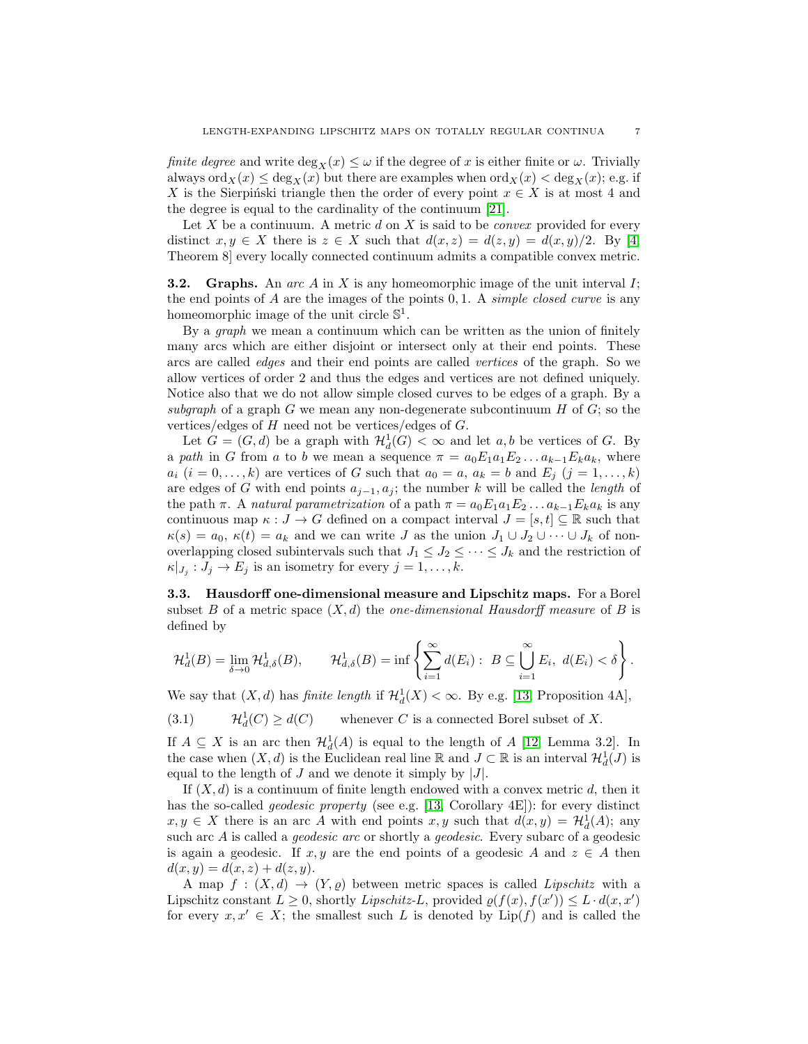*finite degree* and write $\deg_X(x) \leq \omega$ if the degree of $x$ is either finite or $\omega$. Trivially always $\operatorname{ord}_X(x) \leq \deg_X(x)$ but there are examples when $\operatorname{ord}_X(x) < \deg_X(x)$; e.g. if $X$ is the Sierpiński triangle then the order of every point $x \in X$ is at most 4 and the degree is equal to the cardinality of the continuum [21].

Let $X$ be a continuum. A metric $d$ on $X$ is said to be *convex* provided for every distinct $x, y \in X$ there is $z \in X$ such that $d(x,z) = d(z,y) = d(x,y)/2$. By [4, Theorem 8] every locally connected continuum admits a compatible convex metric.

### 3.2. Graphs.

An *arc* $A$ in $X$ is any homeomorphic image of the unit interval $I$; the end points of $A$ are the images of the points $0, 1$. A *simple closed curve* is any homeomorphic image of the unit circle $\mathbb{S}^1$.

By a *graph* we mean a continuum which can be written as the union of finitely many arcs which are either disjoint or intersect only at their end points. These arcs are called *edges* and their end points are called *vertices* of the graph. So we allow vertices of order 2 and thus the edges and vertices are not defined uniquely. Notice also that we do not allow simple closed curves to be edges of a graph. By a *subgraph* of a graph $G$ we mean any non-degenerate subcontinuum $H$ of $G$; so the vertices/edges of $H$ need not be vertices/edges of $G$.

Let $G = (G, d)$ be a graph with $\mathcal{H}^1_d(G) < \infty$ and let $a, b$ be vertices of $G$. By a *path* in $G$ from $a$ to $b$ we mean a sequence $\pi = a_0 E_1 a_1 E_2 \dots a_{k-1} E_k a_k$, where $a_i$ $(i = 0, \dots, k)$ are vertices of $G$ such that $a_0 = a$, $a_k = b$ and $E_j$ $(j = 1, \dots, k)$ are edges of $G$ with end points $a_{j-1}, a_j$; the number $k$ will be called the *length* of the path $\pi$. A *natural parametrization* of a path $\pi = a_0 E_1 a_1 E_2 \dots a_{k-1} E_k a_k$ is any continuous map $\kappa : J \to G$ defined on a compact interval $J = [s, t] \subseteq \mathbb{R}$ such that $\kappa(s) = a_0$, $\kappa(t) = a_k$ and we can write $J$ as the union $J_1 \cup J_2 \cup \dots \cup J_k$ of non-overlapping closed subintervals such that $J_1 \leq J_2 \leq \dots \leq J_k$ and the restriction of $\kappa|_{J_j} : J_j \to E_j$ is an isometry for every $j = 1, \dots, k$.

### 3.3. Hausdorff one-dimensional measure and Lipschitz maps.

For a Borel subset $B$ of a metric space $(X, d)$ the *one-dimensional Hausdorff measure* of $B$ is defined by

$$\mathcal{H}^1_d(B) = \lim_{\delta \to 0} \mathcal{H}^1_{d,\delta}(B), \qquad \mathcal{H}^1_{d,\delta}(B) = \inf \left\{ \sum_{i=1}^{\infty} d(E_i) : \ B \subseteq \bigcup_{i=1}^{\infty} E_i, \ d(E_i) < \delta \right\}.$$

We say that $(X, d)$ has *finite length* if $\mathcal{H}^1_d(X) < \infty$. By e.g. [13, Proposition 4A],

$$\mathcal{H}^1_d(C) \geq d(C) \qquad \text{whenever } C \text{ is a connected Borel subset of } X. \tag{3.1}$$

If $A \subseteq X$ is an arc then $\mathcal{H}^1_d(A)$ is equal to the length of $A$ [12, Lemma 3.2]. In the case when $(X, d)$ is the Euclidean real line $\mathbb{R}$ and $J \subset \mathbb{R}$ is an interval $\mathcal{H}^1_d(J)$ is equal to the length of $J$ and we denote it simply by $|J|$.

If $(X, d)$ is a continuum of finite length endowed with a convex metric $d$, then it has the so-called *geodesic property* (see e.g. [13, Corollary 4E]): for every distinct $x, y \in X$ there is an arc $A$ with end points $x, y$ such that $d(x, y) = \mathcal{H}^1_d(A)$; any such arc $A$ is called a *geodesic arc* or shortly a *geodesic*. Every subarc of a geodesic is again a geodesic. If $x, y$ are the end points of a geodesic $A$ and $z \in A$ then $d(x, y) = d(x, z) + d(z, y)$.

A map $f : (X, d) \to (Y, \varrho)$ between metric spaces is called *Lipschitz* with a Lipschitz constant $L \geq 0$, shortly *Lipschitz-$L$*, provided $\varrho(f(x), f(x')) \leq L \cdot d(x, x')$ for every $x, x' \in X$; the smallest such $L$ is denoted by $\operatorname{Lip}(f)$ and is called the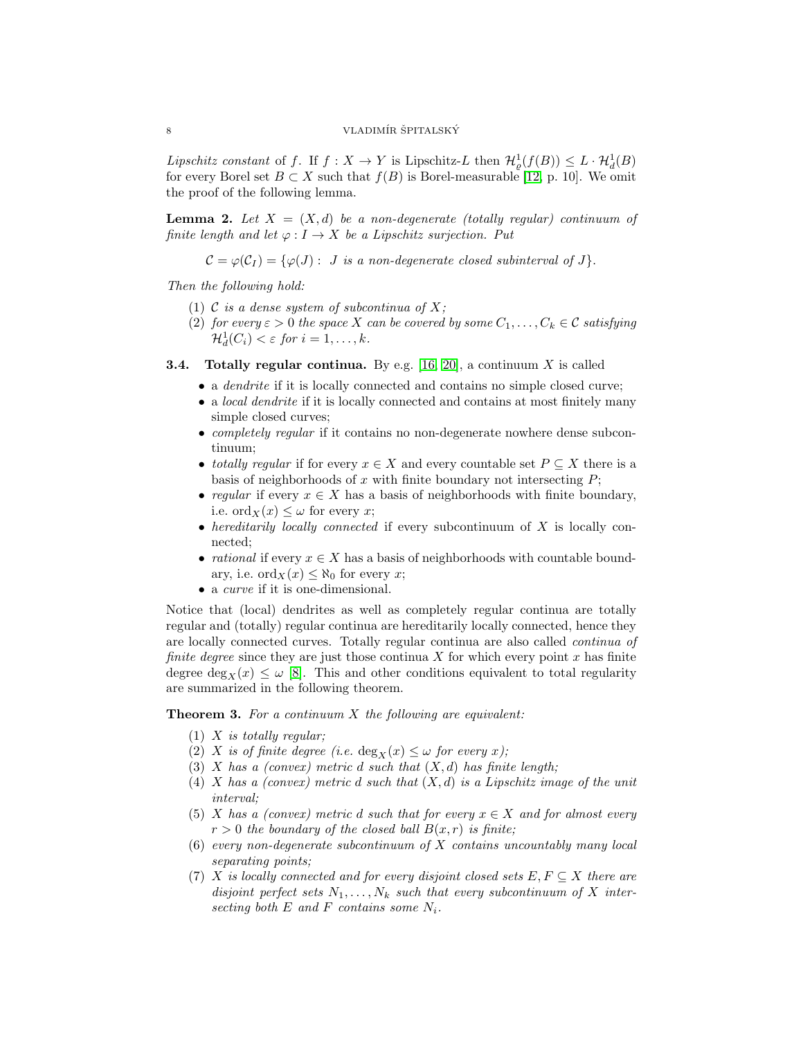*Lipschitz constant* of $f$. If $f : X \to Y$ is Lipschitz-$L$ then $\mathcal{H}^1_\varrho(f(B)) \le L \cdot \mathcal{H}^1_d(B)$ for every Borel set $B \subset X$ such that $f(B)$ is Borel-measurable [12, p. 10]. We omit the proof of the following lemma.

**Lemma 2.** *Let $X = (X, d)$ be a non-degenerate (totally regular) continuum of finite length and let $\varphi : I \to X$ be a Lipschitz surjection. Put*

$$\mathcal{C} = \varphi(\mathcal{C}_I) = \{\varphi(J) : \ J \text{ is a non-degenerate closed subinterval of } J\}.$$

*Then the following hold:*

1. *$\mathcal{C}$ is a dense system of subcontinua of $X$;*
2. *for every $\varepsilon > 0$ the space $X$ can be covered by some $C_1, \dots, C_k \in \mathcal{C}$ satisfying $\mathcal{H}^1_d(C_i) < \varepsilon$ for $i = 1, \dots, k$.*

**3.4. Totally regular continua.** By e.g. [16, 20], a continuum $X$ is called

- a *dendrite* if it is locally connected and contains no simple closed curve;
- a *local dendrite* if it is locally connected and contains at most finitely many simple closed curves;
- *completely regular* if it contains no non-degenerate nowhere dense subcontinuum;
- *totally regular* if for every $x \in X$ and every countable set $P \subseteq X$ there is a basis of neighborhoods of $x$ with finite boundary not intersecting $P$;
- *regular* if every $x \in X$ has a basis of neighborhoods with finite boundary, i.e. $\mathrm{ord}_X(x) \le \omega$ for every $x$;
- *hereditarily locally connected* if every subcontinuum of $X$ is locally connected;
- *rational* if every $x \in X$ has a basis of neighborhoods with countable boundary, i.e. $\mathrm{ord}_X(x) \le \aleph_0$ for every $x$;
- a *curve* if it is one-dimensional.

Notice that (local) dendrites as well as completely regular continua are totally regular and (totally) regular continua are hereditarily locally connected, hence they are locally connected curves. Totally regular continua are also called *continua of finite degree* since they are just those continua $X$ for which every point $x$ has finite degree $\deg_X(x) \le \omega$ [8]. This and other conditions equivalent to total regularity are summarized in the following theorem.

**Theorem 3.** *For a continuum $X$ the following are equivalent:*

1. *$X$ is totally regular;*
2. *$X$ is of finite degree (i.e. $\deg_X(x) \le \omega$ for every $x$);*
3. *$X$ has a (convex) metric $d$ such that $(X, d)$ has finite length;*
4. *$X$ has a (convex) metric $d$ such that $(X, d)$ is a Lipschitz image of the unit interval;*
5. *$X$ has a (convex) metric $d$ such that for every $x \in X$ and for almost every $r > 0$ the boundary of the closed ball $B(x, r)$ is finite;*
6. *every non-degenerate subcontinuum of $X$ contains uncountably many local separating points;*
7. *$X$ is locally connected and for every disjoint closed sets $E, F \subseteq X$ there are disjoint perfect sets $N_1, \dots, N_k$ such that every subcontinuum of $X$ intersecting both $E$ and $F$ contains some $N_i$.*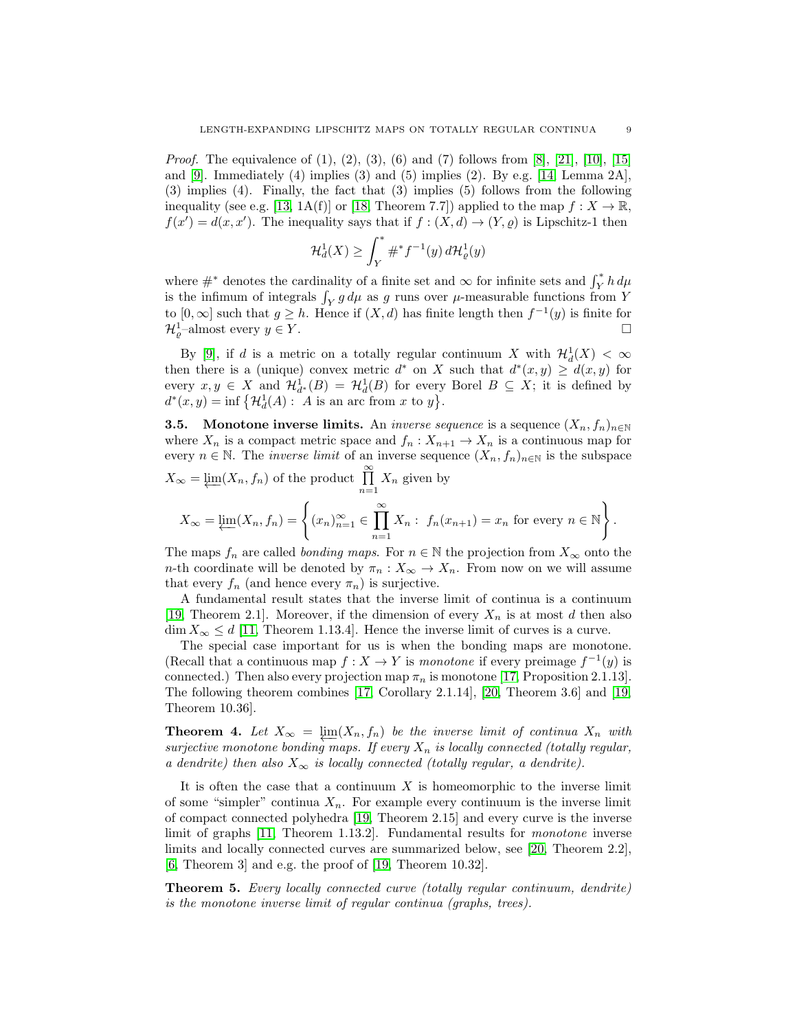*Proof.* The equivalence of (1), (2), (3), (6) and (7) follows from [8], [21], [10], [15] and [9]. Immediately (4) implies (3) and (5) implies (2). By e.g. [14, Lemma 2A], (3) implies (4). Finally, the fact that (3) implies (5) follows from the following inequality (see e.g. [13, 1A(f)] or [18, Theorem 7.7]) applied to the map $f : X \to \mathbb{R}$, $f(x') = d(x, x')$. The inequality says that if $f : (X, d) \to (Y, \varrho)$ is Lipschitz-1 then

$$\mathcal{H}^1_d(X) \geq \int_Y^* \#^* f^{-1}(y) \, d\mathcal{H}^1_\varrho(y)$$

where $\#^*$ denotes the cardinality of a finite set and $\infty$ for infinite sets and $\int_Y^* h \, d\mu$ is the infimum of integrals $\int_Y g \, d\mu$ as $g$ runs over $\mu$-measurable functions from $Y$ to $[0, \infty]$ such that $g \geq h$. Hence if $(X, d)$ has finite length then $f^{-1}(y)$ is finite for $\mathcal{H}^1_\varrho$–almost every $y \in Y$. $\square$

By [9], if $d$ is a metric on a totally regular continuum $X$ with $\mathcal{H}^1_d(X) < \infty$ then there is a (unique) convex metric $d^*$ on $X$ such that $d^*(x, y) \geq d(x, y)$ for every $x, y \in X$ and $\mathcal{H}^1_{d^*}(B) = \mathcal{H}^1_d(B)$ for every Borel $B \subseteq X$; it is defined by $d^*(x, y) = \inf \{\mathcal{H}^1_d(A) : \ A \text{ is an arc from } x \text{ to } y\}$.

**3.5. Monotone inverse limits.** An *inverse sequence* is a sequence $(X_n, f_n)_{n \in \mathbb{N}}$ where $X_n$ is a compact metric space and $f_n : X_{n+1} \to X_n$ is a continuous map for every $n \in \mathbb{N}$. The *inverse limit* of an inverse sequence $(X_n, f_n)_{n \in \mathbb{N}}$ is the subspace $X_\infty = \varprojlim(X_n, f_n)$ of the product $\prod_{n=1}^\infty X_n$ given by

$$X_\infty = \varprojlim(X_n, f_n) = \left\{ (x_n)_{n=1}^\infty \in \prod_{n=1}^\infty X_n : \ f_n(x_{n+1}) = x_n \text{ for every } n \in \mathbb{N} \right\}.$$

The maps $f_n$ are called *bonding maps*. For $n \in \mathbb{N}$ the projection from $X_\infty$ onto the $n$-th coordinate will be denoted by $\pi_n : X_\infty \to X_n$. From now on we will assume that every $f_n$ (and hence every $\pi_n$) is surjective.

A fundamental result states that the inverse limit of continua is a continuum [19, Theorem 2.1]. Moreover, if the dimension of every $X_n$ is at most $d$ then also $\dim X_\infty \leq d$ [11, Theorem 1.13.4]. Hence the inverse limit of curves is a curve.

The special case important for us is when the bonding maps are monotone. (Recall that a continuous map $f : X \to Y$ is *monotone* if every preimage $f^{-1}(y)$ is connected.) Then also every projection map $\pi_n$ is monotone [17, Proposition 2.1.13]. The following theorem combines [17, Corollary 2.1.14], [20, Theorem 3.6] and [19, Theorem 10.36].

**Theorem 4.** *Let $X_\infty = \varprojlim(X_n, f_n)$ be the inverse limit of continua $X_n$ with surjective monotone bonding maps. If every $X_n$ is locally connected (totally regular, a dendrite) then also $X_\infty$ is locally connected (totally regular, a dendrite).*

It is often the case that a continuum $X$ is homeomorphic to the inverse limit of some "simpler" continua $X_n$. For example every continuum is the inverse limit of compact connected polyhedra [19, Theorem 2.15] and every curve is the inverse limit of graphs [11, Theorem 1.13.2]. Fundamental results for *monotone* inverse limits and locally connected curves are summarized below, see [20, Theorem 2.2], [6, Theorem 3] and e.g. the proof of [19, Theorem 10.32].

**Theorem 5.** *Every locally connected curve (totally regular continuum, dendrite) is the monotone inverse limit of regular continua (graphs, trees).*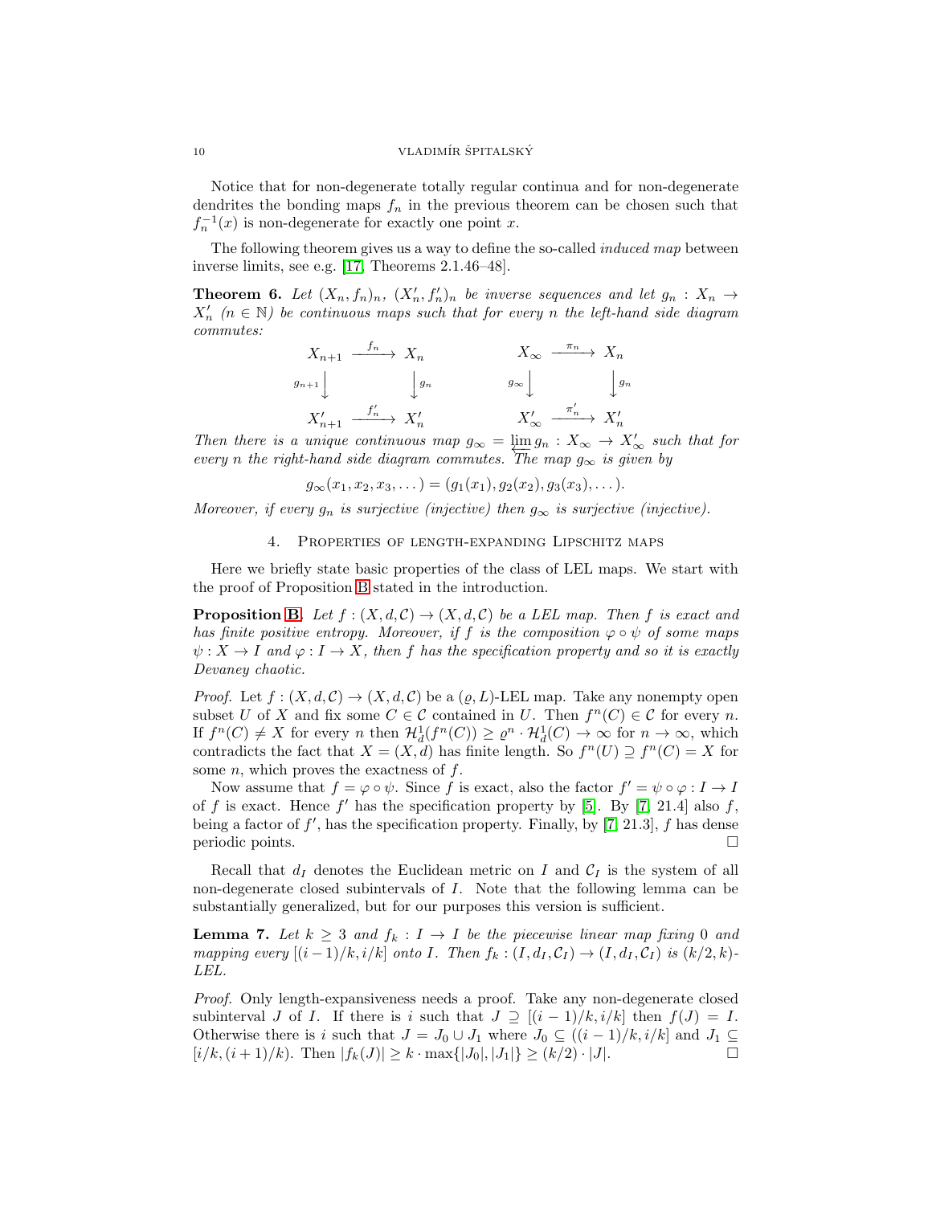Notice that for non-degenerate totally regular continua and for non-degenerate dendrites the bonding maps $f_n$ in the previous theorem can be chosen such that $f_n^{-1}(x)$ is non-degenerate for exactly one point $x$.

The following theorem gives us a way to define the so-called *induced map* between inverse limits, see e.g. [17, Theorems 2.1.46–48].

**Theorem 6.** *Let $(X_n, f_n)_n$, $(X'_n, f'_n)_n$ be inverse sequences and let $g_n : X_n \to X'_n$ ($n \in \mathbb{N}$) be continuous maps such that for every $n$ the left-hand side diagram commutes:*

$$\begin{array}{ccc} X_{n+1} & \xrightarrow{f_n} & X_n \\ {\scriptstyle g_{n+1}}\downarrow & & \downarrow{\scriptstyle g_n} \\ X'_{n+1} & \xrightarrow{f'_n} & X'_n \end{array} \qquad\qquad \begin{array}{ccc} X_\infty & \xrightarrow{\pi_n} & X_n \\ {\scriptstyle g_\infty}\downarrow & & \downarrow{\scriptstyle g_n} \\ X'_\infty & \xrightarrow{\pi'_n} & X'_n \end{array}$$

*Then there is a unique continuous map $g_\infty = \varprojlim g_n : X_\infty \to X'_\infty$ such that for every $n$ the right-hand side diagram commutes. The map $g_\infty$ is given by*

$$g_\infty(x_1, x_2, x_3, \dots) = (g_1(x_1), g_2(x_2), g_3(x_3), \dots).$$

*Moreover, if every $g_n$ is surjective (injective) then $g_\infty$ is surjective (injective).*

## 4. Properties of length-expanding Lipschitz maps

Here we briefly state basic properties of the class of LEL maps. We start with the proof of Proposition B stated in the introduction.

**Proposition B.** *Let $f : (X, d, \mathcal{C}) \to (X, d, \mathcal{C})$ be a LEL map. Then $f$ is exact and has finite positive entropy. Moreover, if $f$ is the composition $\varphi \circ \psi$ of some maps $\psi : X \to I$ and $\varphi : I \to X$, then $f$ has the specification property and so it is exactly Devaney chaotic.*

*Proof.* Let $f : (X, d, \mathcal{C}) \to (X, d, \mathcal{C})$ be a $(\varrho, L)$-LEL map. Take any nonempty open subset $U$ of $X$ and fix some $C \in \mathcal{C}$ contained in $U$. Then $f^n(C) \in \mathcal{C}$ for every $n$. If $f^n(C) \neq X$ for every $n$ then $\mathcal{H}^1_d(f^n(C)) \geq \varrho^n \cdot \mathcal{H}^1_d(C) \to \infty$ for $n \to \infty$, which contradicts the fact that $X = (X, d)$ has finite length. So $f^n(U) \supseteq f^n(C) = X$ for some $n$, which proves the exactness of $f$.

Now assume that $f = \varphi \circ \psi$. Since $f$ is exact, also the factor $f' = \psi \circ \varphi : I \to I$ of $f$ is exact. Hence $f'$ has the specification property by [5]. By [7, 21.4] also $f$, being a factor of $f'$, has the specification property. Finally, by [7, 21.3], $f$ has dense periodic points. □

Recall that $d_I$ denotes the Euclidean metric on $I$ and $\mathcal{C}_I$ is the system of all non-degenerate closed subintervals of $I$. Note that the following lemma can be substantially generalized, but for our purposes this version is sufficient.

**Lemma 7.** *Let $k \geq 3$ and $f_k : I \to I$ be the piecewise linear map fixing 0 and mapping every $[(i-1)/k, i/k]$ onto $I$. Then $f_k : (I, d_I, \mathcal{C}_I) \to (I, d_I, \mathcal{C}_I)$ is $(k/2, k)$-LEL.*

*Proof.* Only length-expansiveness needs a proof. Take any non-degenerate closed subinterval $J$ of $I$. If there is $i$ such that $J \supseteq [(i-1)/k, i/k]$ then $f(J) = I$. Otherwise there is $i$ such that $J = J_0 \cup J_1$ where $J_0 \subseteq ((i-1)/k, i/k]$ and $J_1 \subseteq [i/k, (i+1)/k)$. Then $|f_k(J)| \geq k \cdot \max\{|J_0|, |J_1|\} \geq (k/2) \cdot |J|$. □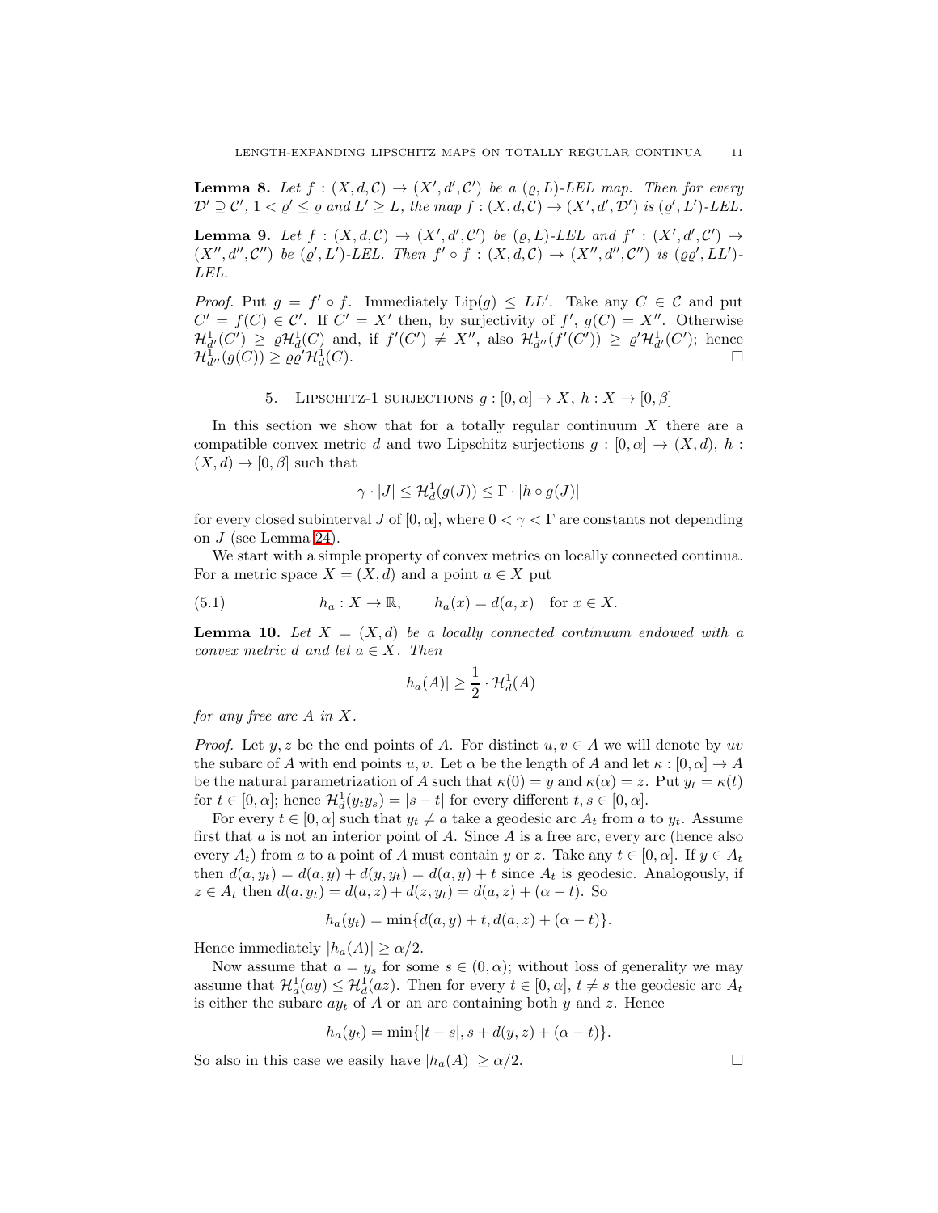**Lemma 8.** *Let $f : (X, d, \mathcal{C}) \to (X', d', \mathcal{C}')$ be a $(\varrho, L)$-LEL map. Then for every $\mathcal{D}' \supseteq \mathcal{C}'$, $1 < \varrho' \leq \varrho$ and $L' \geq L$, the map $f : (X, d, \mathcal{C}) \to (X', d', \mathcal{D}')$ is $(\varrho', L')$-LEL.*

**Lemma 9.** *Let $f : (X, d, \mathcal{C}) \to (X', d', \mathcal{C}')$ be $(\varrho, L)$-LEL and $f' : (X', d', \mathcal{C}') \to (X'', d'', \mathcal{C}'')$ be $(\varrho', L')$-LEL. Then $f' \circ f : (X, d, \mathcal{C}) \to (X'', d'', \mathcal{C}'')$ is $(\varrho\varrho', LL')$-LEL.*

*Proof.* Put $g = f' \circ f$. Immediately $\mathrm{Lip}(g) \leq LL'$. Take any $C \in \mathcal{C}$ and put $C' = f(C) \in \mathcal{C}'$. If $C' = X'$ then, by surjectivity of $f'$, $g(C) = X''$. Otherwise $\mathcal{H}^1_{d'}(C') \geq \varrho \mathcal{H}^1_d(C)$ and, if $f'(C') \neq X''$, also $\mathcal{H}^1_{d''}(f'(C')) \geq \varrho' \mathcal{H}^1_{d'}(C')$; hence $\mathcal{H}^1_{d''}(g(C)) \geq \varrho\varrho' \mathcal{H}^1_d(C)$. $\square$

## 5. Lipschitz-1 surjections $g : [0, \alpha] \to X$, $h : X \to [0, \beta]$

In this section we show that for a totally regular continuum $X$ there are a compatible convex metric $d$ and two Lipschitz surjections $g : [0, \alpha] \to (X, d)$, $h : (X, d) \to [0, \beta]$ such that

$$\gamma \cdot |J| \leq \mathcal{H}^1_d(g(J)) \leq \Gamma \cdot |h \circ g(J)|$$

for every closed subinterval $J$ of $[0, \alpha]$, where $0 < \gamma < \Gamma$ are constants not depending on $J$ (see Lemma 24).

We start with a simple property of convex metrics on locally connected continua. For a metric space $X = (X, d)$ and a point $a \in X$ put

$$h_a : X \to \mathbb{R}, \qquad h_a(x) = d(a, x) \quad \text{for } x \in X. \tag{5.1}$$

**Lemma 10.** *Let $X = (X, d)$ be a locally connected continuum endowed with a convex metric $d$ and let $a \in X$. Then*

$$|h_a(A)| \geq \frac{1}{2} \cdot \mathcal{H}^1_d(A)$$

*for any free arc $A$ in $X$.*

*Proof.* Let $y, z$ be the end points of $A$. For distinct $u, v \in A$ we will denote by $uv$ the subarc of $A$ with end points $u, v$. Let $\alpha$ be the length of $A$ and let $\kappa : [0, \alpha] \to A$ be the natural parametrization of $A$ such that $\kappa(0) = y$ and $\kappa(\alpha) = z$. Put $y_t = \kappa(t)$ for $t \in [0, \alpha]$; hence $\mathcal{H}^1_d(y_t y_s) = |s - t|$ for every different $t, s \in [0, \alpha]$.

For every $t \in [0, \alpha]$ such that $y_t \neq a$ take a geodesic arc $A_t$ from $a$ to $y_t$. Assume first that $a$ is not an interior point of $A$. Since $A$ is a free arc, every arc (hence also every $A_t$) from $a$ to a point of $A$ must contain $y$ or $z$. Take any $t \in [0, \alpha]$. If $y \in A_t$ then $d(a, y_t) = d(a, y) + d(y, y_t) = d(a, y) + t$ since $A_t$ is geodesic. Analogously, if $z \in A_t$ then $d(a, y_t) = d(a, z) + d(z, y_t) = d(a, z) + (\alpha - t)$. So

$$h_a(y_t) = \min\{d(a, y) + t, d(a, z) + (\alpha - t)\}.$$

Hence immediately $|h_a(A)| \geq \alpha/2$.

Now assume that $a = y_s$ for some $s \in (0, \alpha)$; without loss of generality we may assume that $\mathcal{H}^1_d(ay) \leq \mathcal{H}^1_d(az)$. Then for every $t \in [0, \alpha]$, $t \neq s$ the geodesic arc $A_t$ is either the subarc $ay_t$ of $A$ or an arc containing both $y$ and $z$. Hence

$$h_a(y_t) = \min\{|t - s|, s + d(y, z) + (\alpha - t)\}.$$

So also in this case we easily have $|h_a(A)| \geq \alpha/2$. $\square$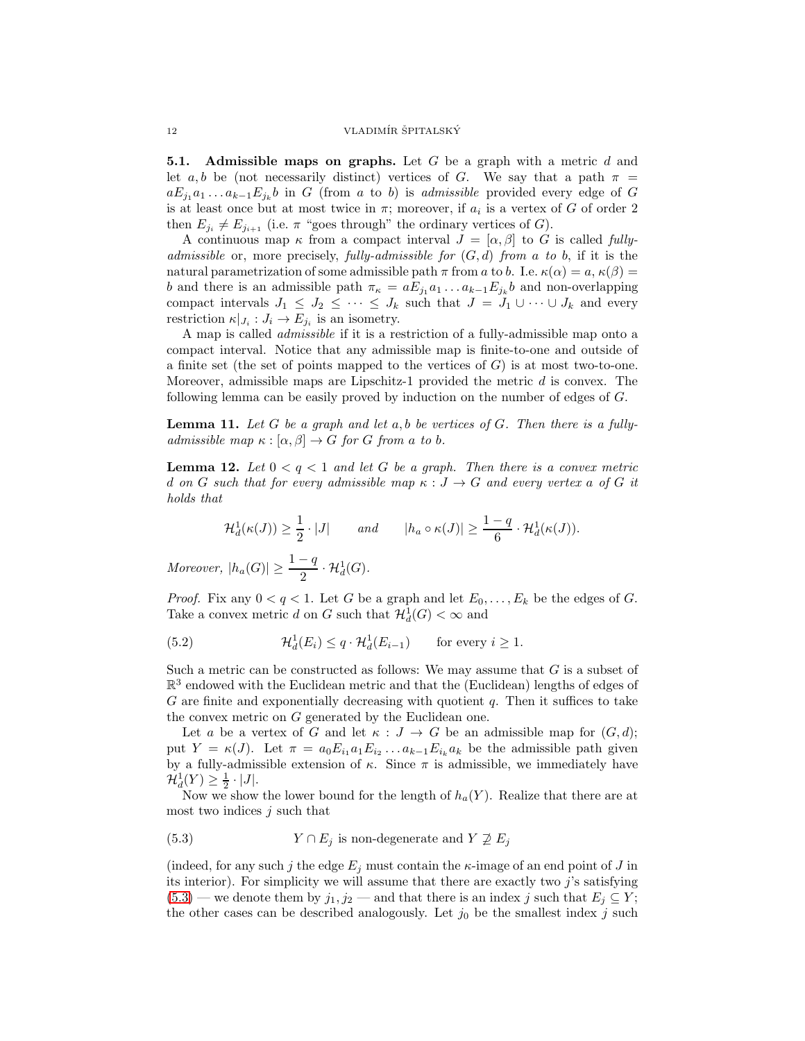**5.1. Admissible maps on graphs.** Let $G$ be a graph with a metric $d$ and let $a, b$ be (not necessarily distinct) vertices of $G$. We say that a path $\pi = aE_{j_1}a_1 \dots a_{k-1}E_{j_k}b$ in $G$ (from $a$ to $b$) is *admissible* provided every edge of $G$ is at least once but at most twice in $\pi$; moreover, if $a_i$ is a vertex of $G$ of order 2 then $E_{j_i} \neq E_{j_{i+1}}$ (i.e. $\pi$ "goes through" the ordinary vertices of $G$).

A continuous map $\kappa$ from a compact interval $J = [\alpha, \beta]$ to $G$ is called *fully-admissible* or, more precisely, *fully-admissible for* $(G, d)$ *from* $a$ *to* $b$, if it is the natural parametrization of some admissible path $\pi$ from $a$ to $b$. I.e. $\kappa(\alpha) = a$, $\kappa(\beta) = b$ and there is an admissible path $\pi_\kappa = aE_{j_1}a_1 \dots a_{k-1}E_{j_k}b$ and non-overlapping compact intervals $J_1 \leq J_2 \leq \dots \leq J_k$ such that $J = J_1 \cup \dots \cup J_k$ and every restriction $\kappa|_{J_i} : J_i \to E_{j_i}$ is an isometry.

A map is called *admissible* if it is a restriction of a fully-admissible map onto a compact interval. Notice that any admissible map is finite-to-one and outside of a finite set (the set of points mapped to the vertices of $G$) is at most two-to-one. Moreover, admissible maps are Lipschitz-1 provided the metric $d$ is convex. The following lemma can be easily proved by induction on the number of edges of $G$.

**Lemma 11.** *Let $G$ be a graph and let $a, b$ be vertices of $G$. Then there is a fully-admissible map $\kappa : [\alpha, \beta] \to G$ for $G$ from $a$ to $b$.*

**Lemma 12.** *Let $0 < q < 1$ and let $G$ be a graph. Then there is a convex metric $d$ on $G$ such that for every admissible map $\kappa : J \to G$ and every vertex $a$ of $G$ it holds that*

$$\mathcal{H}^1_d(\kappa(J)) \geq \frac{1}{2} \cdot |J| \qquad \text{and} \qquad |h_a \circ \kappa(J)| \geq \frac{1-q}{6} \cdot \mathcal{H}^1_d(\kappa(J)).$$

*Moreover,* $|h_a(G)| \geq \dfrac{1-q}{2} \cdot \mathcal{H}^1_d(G)$.

*Proof.* Fix any $0 < q < 1$. Let $G$ be a graph and let $E_0, \dots, E_k$ be the edges of $G$. Take a convex metric $d$ on $G$ such that $\mathcal{H}^1_d(G) < \infty$ and

$$\mathcal{H}^1_d(E_i) \leq q \cdot \mathcal{H}^1_d(E_{i-1}) \qquad \text{for every } i \geq 1. \tag{5.2}$$

Such a metric can be constructed as follows: We may assume that $G$ is a subset of $\mathbb{R}^3$ endowed with the Euclidean metric and that the (Euclidean) lengths of edges of $G$ are finite and exponentially decreasing with quotient $q$. Then it suffices to take the convex metric on $G$ generated by the Euclidean one.

Let $a$ be a vertex of $G$ and let $\kappa : J \to G$ be an admissible map for $(G, d)$; put $Y = \kappa(J)$. Let $\pi = a_0 E_{i_1} a_1 E_{i_2} \dots a_{k-1} E_{i_k} a_k$ be the admissible path given by a fully-admissible extension of $\kappa$. Since $\pi$ is admissible, we immediately have $\mathcal{H}^1_d(Y) \geq \frac{1}{2} \cdot |J|$.

Now we show the lower bound for the length of $h_a(Y)$. Realize that there are at most two indices $j$ such that

$$Y \cap E_j \text{ is non-degenerate and } Y \not\supseteq E_j \tag{5.3}$$

(indeed, for any such $j$ the edge $E_j$ must contain the $\kappa$-image of an end point of $J$ in its interior). For simplicity we will assume that there are exactly two $j$'s satisfying (5.3) — we denote them by $j_1, j_2$ — and that there is an index $j$ such that $E_j \subseteq Y$; the other cases can be described analogously. Let $j_0$ be the smallest index $j$ such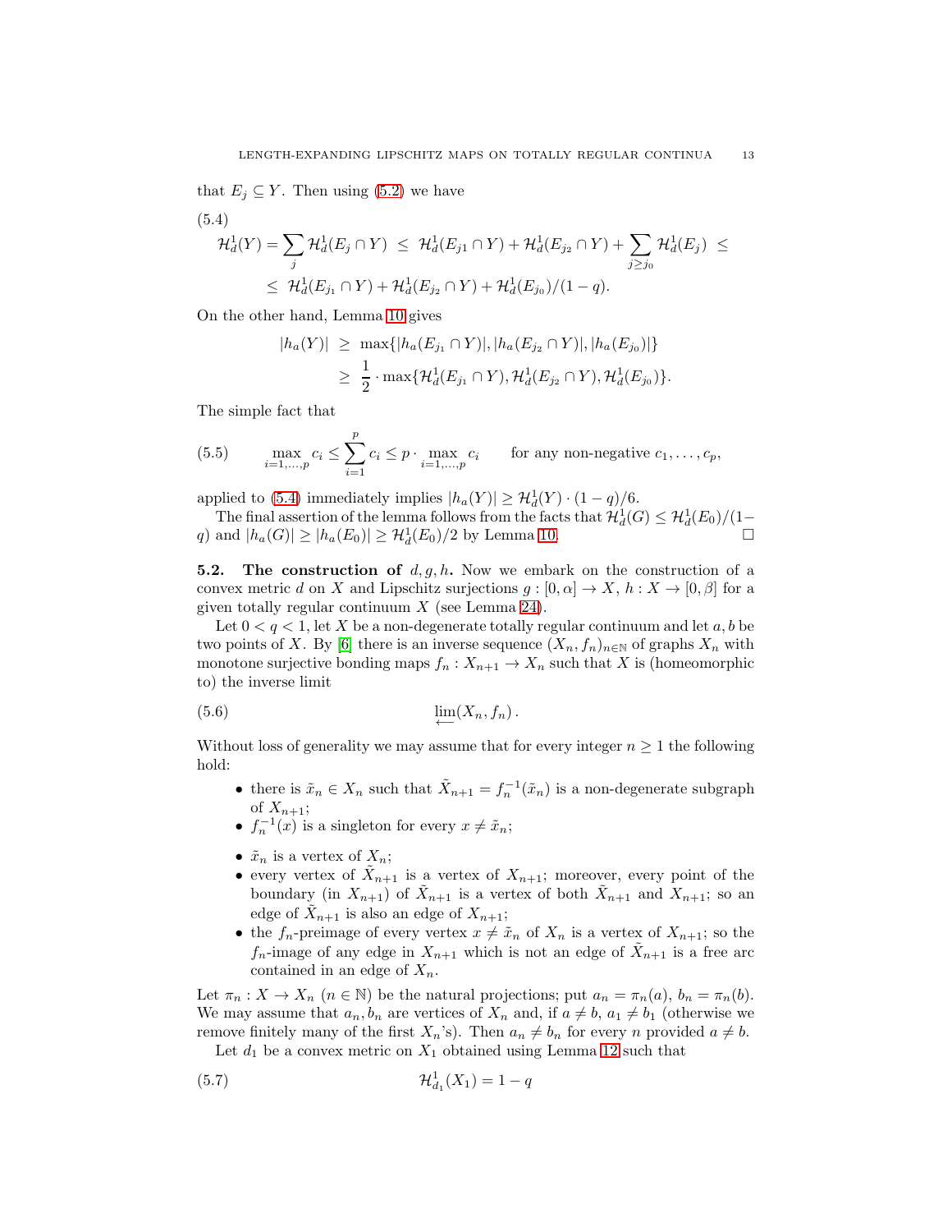that $E_j \subseteq Y$. Then using (5.2) we have

(5.4)

$$\mathcal{H}^1_d(Y) = \sum_j \mathcal{H}^1_d(E_j \cap Y) \ \leq \ \mathcal{H}^1_d(E_{j1} \cap Y) + \mathcal{H}^1_d(E_{j_2} \cap Y) + \sum_{j \geq j_0} \mathcal{H}^1_d(E_j) \ \leq$$
$$\leq \ \mathcal{H}^1_d(E_{j_1} \cap Y) + \mathcal{H}^1_d(E_{j_2} \cap Y) + \mathcal{H}^1_d(E_{j_0})/(1-q).$$

On the other hand, Lemma 10 gives

$$|h_a(Y)| \ \geq \ \max\{|h_a(E_{j_1} \cap Y)|, |h_a(E_{j_2} \cap Y)|, |h_a(E_{j_0})|\}$$
$$\geq \ \frac{1}{2} \cdot \max\{\mathcal{H}^1_d(E_{j_1} \cap Y), \mathcal{H}^1_d(E_{j_2} \cap Y), \mathcal{H}^1_d(E_{j_0})\}.$$

The simple fact that

$$\max_{i=1,\dots,p} c_i \leq \sum_{i=1}^{p} c_i \leq p \cdot \max_{i=1,\dots,p} c_i \qquad \text{for any non-negative } c_1, \dots, c_p, \tag{5.5}$$

applied to (5.4) immediately implies $|h_a(Y)| \geq \mathcal{H}^1_d(Y) \cdot (1-q)/6$.

The final assertion of the lemma follows from the facts that $\mathcal{H}^1_d(G) \leq \mathcal{H}^1_d(E_0)/(1-q)$ and $|h_a(G)| \geq |h_a(E_0)| \geq \mathcal{H}^1_d(E_0)/2$ by Lemma 10. □

**5.2. The construction of $d, g, h$.** Now we embark on the construction of a convex metric $d$ on $X$ and Lipschitz surjections $g : [0, \alpha] \to X$, $h : X \to [0, \beta]$ for a given totally regular continuum $X$ (see Lemma 24).

Let $0 < q < 1$, let $X$ be a non-degenerate totally regular continuum and let $a, b$ be two points of $X$. By [6] there is an inverse sequence $(X_n, f_n)_{n \in \mathbb{N}}$ of graphs $X_n$ with monotone surjective bonding maps $f_n : X_{n+1} \to X_n$ such that $X$ is (homeomorphic to) the inverse limit

$$\varprojlim (X_n, f_n)\,. \tag{5.6}$$

Without loss of generality we may assume that for every integer $n \geq 1$ the following hold:

- there is $\tilde{x}_n \in X_n$ such that $\tilde{X}_{n+1} = f_n^{-1}(\tilde{x}_n)$ is a non-degenerate subgraph of $X_{n+1}$;
- $f_n^{-1}(x)$ is a singleton for every $x \neq \tilde{x}_n$;
- $\tilde{x}_n$ is a vertex of $X_n$;
- every vertex of $\tilde{X}_{n+1}$ is a vertex of $X_{n+1}$; moreover, every point of the boundary (in $X_{n+1}$) of $\tilde{X}_{n+1}$ is a vertex of both $\tilde{X}_{n+1}$ and $X_{n+1}$; so an edge of $\tilde{X}_{n+1}$ is also an edge of $X_{n+1}$;
- the $f_n$-preimage of every vertex $x \neq \tilde{x}_n$ of $X_n$ is a vertex of $X_{n+1}$; so the $f_n$-image of any edge in $X_{n+1}$ which is not an edge of $\tilde{X}_{n+1}$ is a free arc contained in an edge of $X_n$.

Let $\pi_n : X \to X_n$ ($n \in \mathbb{N}$) be the natural projections; put $a_n = \pi_n(a)$, $b_n = \pi_n(b)$. We may assume that $a_n, b_n$ are vertices of $X_n$ and, if $a \neq b$, $a_1 \neq b_1$ (otherwise we remove finitely many of the first $X_n$'s). Then $a_n \neq b_n$ for every $n$ provided $a \neq b$.

Let $d_1$ be a convex metric on $X_1$ obtained using Lemma 12 such that

$$\mathcal{H}^1_{d_1}(X_1) = 1 - q \tag{5.7}$$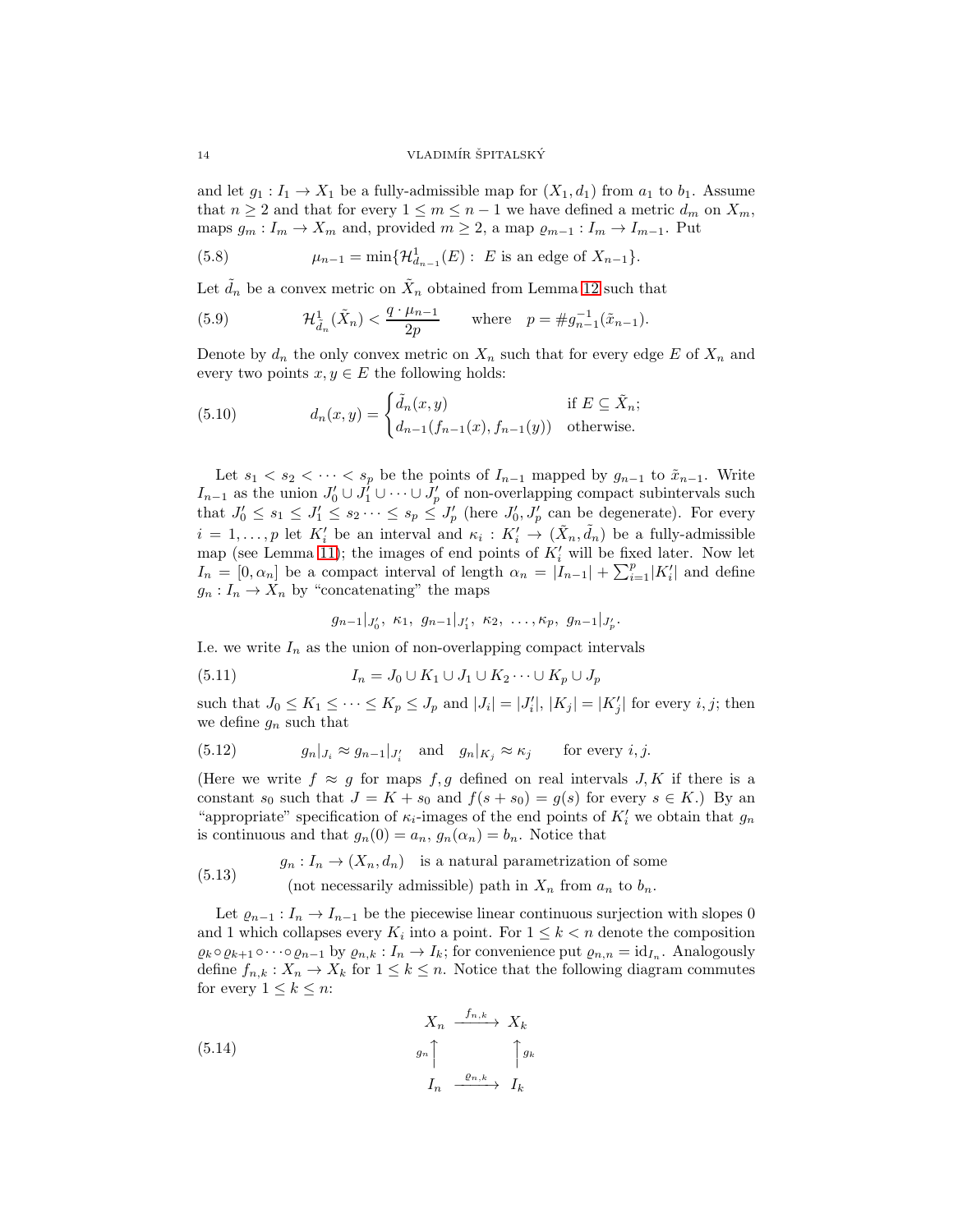and let $g_1 : I_1 \to X_1$ be a fully-admissible map for $(X_1, d_1)$ from $a_1$ to $b_1$. Assume that $n \geq 2$ and that for every $1 \leq m \leq n-1$ we have defined a metric $d_m$ on $X_m$, maps $g_m : I_m \to X_m$ and, provided $m \geq 2$, a map $\varrho_{m-1} : I_m \to I_{m-1}$. Put

$$\mu_{n-1} = \min\{\mathcal{H}^1_{d_{n-1}}(E) : \ E \text{ is an edge of } X_{n-1}\}. \tag{5.8}$$

Let $\tilde{d}_n$ be a convex metric on $\tilde{X}_n$ obtained from Lemma 12 such that

$$\mathcal{H}^1_{\tilde{d}_n}(\tilde{X}_n) < \frac{q \cdot \mu_{n-1}}{2p} \qquad \text{where} \quad p = \#g_{n-1}^{-1}(\tilde{x}_{n-1}). \tag{5.9}$$

Denote by $d_n$ the only convex metric on $X_n$ such that for every edge $E$ of $X_n$ and every two points $x, y \in E$ the following holds:

$$d_n(x,y) = \begin{cases} \tilde{d}_n(x,y) & \text{if } E \subseteq \tilde{X}_n; \\ d_{n-1}(f_{n-1}(x), f_{n-1}(y)) & \text{otherwise.} \end{cases} \tag{5.10}$$

Let $s_1 < s_2 < \cdots < s_p$ be the points of $I_{n-1}$ mapped by $g_{n-1}$ to $\tilde{x}_{n-1}$. Write $I_{n-1}$ as the union $J'_0 \cup J'_1 \cup \cdots \cup J'_p$ of non-overlapping compact subintervals such that $J'_0 \leq s_1 \leq J'_1 \leq s_2 \cdots \leq s_p \leq J'_p$ (here $J'_0, J'_p$ can be degenerate). For every $i = 1, \dots, p$ let $K'_i$ be an interval and $\kappa_i : K'_i \to (\tilde{X}_n, \tilde{d}_n)$ be a fully-admissible map (see Lemma 11); the images of end points of $K'_i$ will be fixed later. Now let $I_n = [0, \alpha_n]$ be a compact interval of length $\alpha_n = |I_{n-1}| + \sum_{i=1}^p |K'_i|$ and define $g_n : I_n \to X_n$ by "concatenating" the maps

$$g_{n-1}|_{J'_0},\ \kappa_1,\ g_{n-1}|_{J'_1},\ \kappa_2,\ \dots, \kappa_p,\ g_{n-1}|_{J'_p}.$$

I.e. we write $I_n$ as the union of non-overlapping compact intervals

$$I_n = J_0 \cup K_1 \cup J_1 \cup K_2 \cdots \cup K_p \cup J_p \tag{5.11}$$

such that $J_0 \leq K_1 \leq \cdots \leq K_p \leq J_p$ and $|J_i| = |J'_i|$, $|K_j| = |K'_j|$ for every $i, j$; then we define $g_n$ such that

$$g_n|_{J_i} \approx g_{n-1}|_{J'_i} \quad \text{and} \quad g_n|_{K_j} \approx \kappa_j \qquad \text{for every } i, j. \tag{5.12}$$

(Here we write $f \approx g$ for maps $f, g$ defined on real intervals $J, K$ if there is a constant $s_0$ such that $J = K + s_0$ and $f(s + s_0) = g(s)$ for every $s \in K$.) By an "appropriate" specification of $\kappa_i$-images of the end points of $K'_i$ we obtain that $g_n$ is continuous and that $g_n(0) = a_n$, $g_n(\alpha_n) = b_n$. Notice that

$$\begin{aligned} &g_n : I_n \to (X_n, d_n) \quad \text{is a natural parametrization of some} \\ &\qquad \text{(not necessarily admissible) path in } X_n \text{ from } a_n \text{ to } b_n. \end{aligned} \tag{5.13}$$

Let $\varrho_{n-1} : I_n \to I_{n-1}$ be the piecewise linear continuous surjection with slopes 0 and 1 which collapses every $K_i$ into a point. For $1 \leq k < n$ denote the composition $\varrho_k \circ \varrho_{k+1} \circ \cdots \circ \varrho_{n-1}$ by $\varrho_{n,k} : I_n \to I_k$; for convenience put $\varrho_{n,n} = \mathrm{id}_{I_n}$. Analogously define $f_{n,k} : X_n \to X_k$ for $1 \leq k \leq n$. Notice that the following diagram commutes for every $1 \leq k \leq n$:

$$\begin{array}{ccc} X_n & \xrightarrow{f_{n,k}} & X_k \\ {\scriptstyle g_n}\uparrow & & \uparrow{\scriptstyle g_k} \\ I_n & \xrightarrow{\varrho_{n,k}} & I_k \end{array} \tag{5.14}$$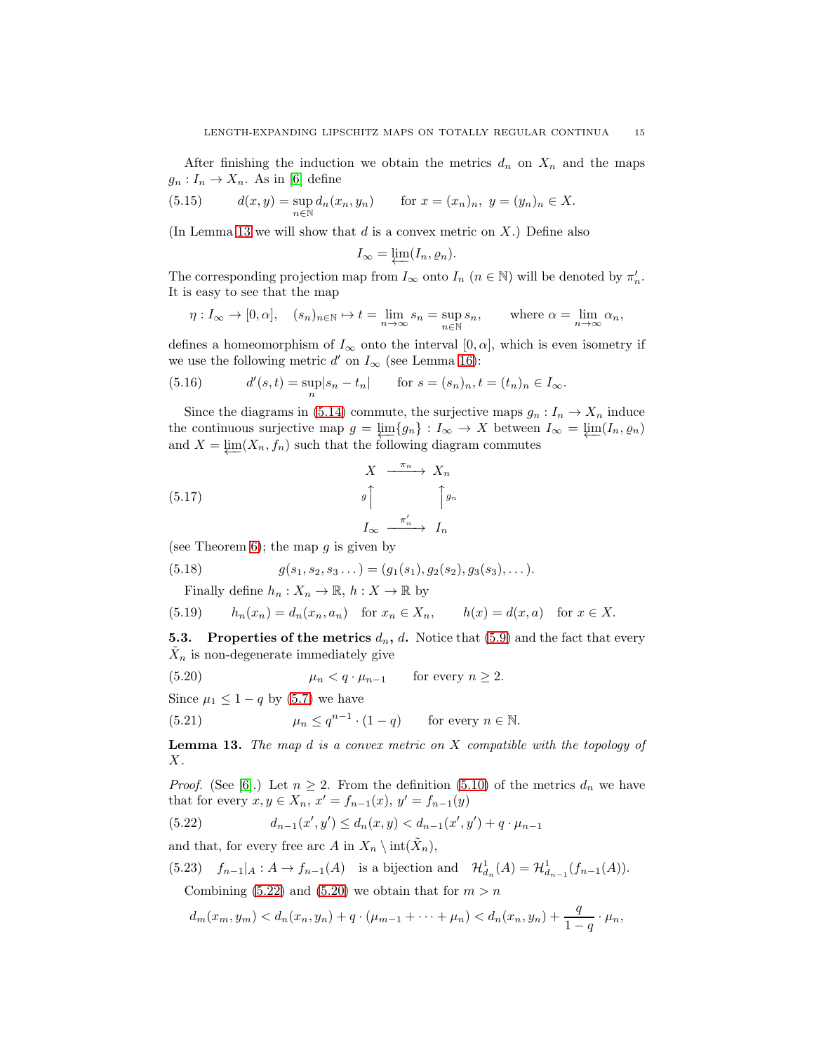After finishing the induction we obtain the metrics $d_n$ on $X_n$ and the maps $g_n : I_n \to X_n$. As in [6] define

$$d(x, y) = \sup_{n \in \mathbb{N}} d_n(x_n, y_n) \qquad \text{for } x = (x_n)_n,\ y = (y_n)_n \in X. \tag{5.15}$$

(In Lemma 13 we will show that $d$ is a convex metric on $X$.) Define also

$$I_\infty = \varprojlim(I_n, \varrho_n).$$

The corresponding projection map from $I_\infty$ onto $I_n$ ($n \in \mathbb{N}$) will be denoted by $\pi'_n$. It is easy to see that the map

$$\eta : I_\infty \to [0, \alpha], \quad (s_n)_{n \in \mathbb{N}} \mapsto t = \lim_{n \to \infty} s_n = \sup_{n \in \mathbb{N}} s_n, \qquad \text{where } \alpha = \lim_{n \to \infty} \alpha_n,$$

defines a homeomorphism of $I_\infty$ onto the interval $[0, \alpha]$, which is even isometry if we use the following metric $d'$ on $I_\infty$ (see Lemma 16):

$$d'(s, t) = \sup_n |s_n - t_n| \qquad \text{for } s = (s_n)_n, t = (t_n)_n \in I_\infty. \tag{5.16}$$

Since the diagrams in (5.14) commute, the surjective maps $g_n : I_n \to X_n$ induce the continuous surjective map $g = \varprojlim\{g_n\} : I_\infty \to X$ between $I_\infty = \varprojlim(I_n, \varrho_n)$ and $X = \varprojlim(X_n, f_n)$ such that the following diagram commutes

$$\begin{array}{ccc} X & \xrightarrow{\ \pi_n\ } & X_n \\ {\scriptstyle g}\uparrow & & \uparrow{\scriptstyle g_n} \\ I_\infty & \xrightarrow{\ \pi'_n\ } & I_n \end{array} \tag{5.17}$$

(see Theorem 6); the map $g$ is given by

$$g(s_1, s_2, s_3 \dots) = (g_1(s_1), g_2(s_2), g_3(s_3), \dots). \tag{5.18}$$

Finally define $h_n : X_n \to \mathbb{R}$, $h : X \to \mathbb{R}$ by

$$h_n(x_n) = d_n(x_n, a_n) \quad \text{for } x_n \in X_n, \qquad h(x) = d(x, a) \quad \text{for } x \in X. \tag{5.19}$$

**5.3. Properties of the metrics $d_n$, $d$.** Notice that (5.9) and the fact that every $\tilde{X}_n$ is non-degenerate immediately give

$$\mu_n < q \cdot \mu_{n-1} \qquad \text{for every } n \geq 2. \tag{5.20}$$

Since $\mu_1 \leq 1 - q$ by (5.7) we have

$$\mu_n \leq q^{n-1} \cdot (1 - q) \qquad \text{for every } n \in \mathbb{N}. \tag{5.21}$$

**Lemma 13.** *The map $d$ is a convex metric on $X$ compatible with the topology of $X$.*

*Proof.* (See [6].) Let $n \geq 2$. From the definition (5.10) of the metrics $d_n$ we have that for every $x, y \in X_n$, $x' = f_{n-1}(x)$, $y' = f_{n-1}(y)$

$$d_{n-1}(x', y') \leq d_n(x, y) < d_{n-1}(x', y') + q \cdot \mu_{n-1} \tag{5.22}$$

and that, for every free arc $A$ in $X_n \setminus \operatorname{int}(\tilde{X}_n)$,

$$f_{n-1}|_A : A \to f_{n-1}(A) \quad \text{is a bijection and} \quad \mathcal{H}^1_{d_n}(A) = \mathcal{H}^1_{d_{n-1}}(f_{n-1}(A)). \tag{5.23}$$

Combining (5.22) and (5.20) we obtain that for $m > n$

$$d_m(x_m, y_m) < d_n(x_n, y_n) + q \cdot (\mu_{m-1} + \dots + \mu_n) < d_n(x_n, y_n) + \frac{q}{1-q} \cdot \mu_n,$$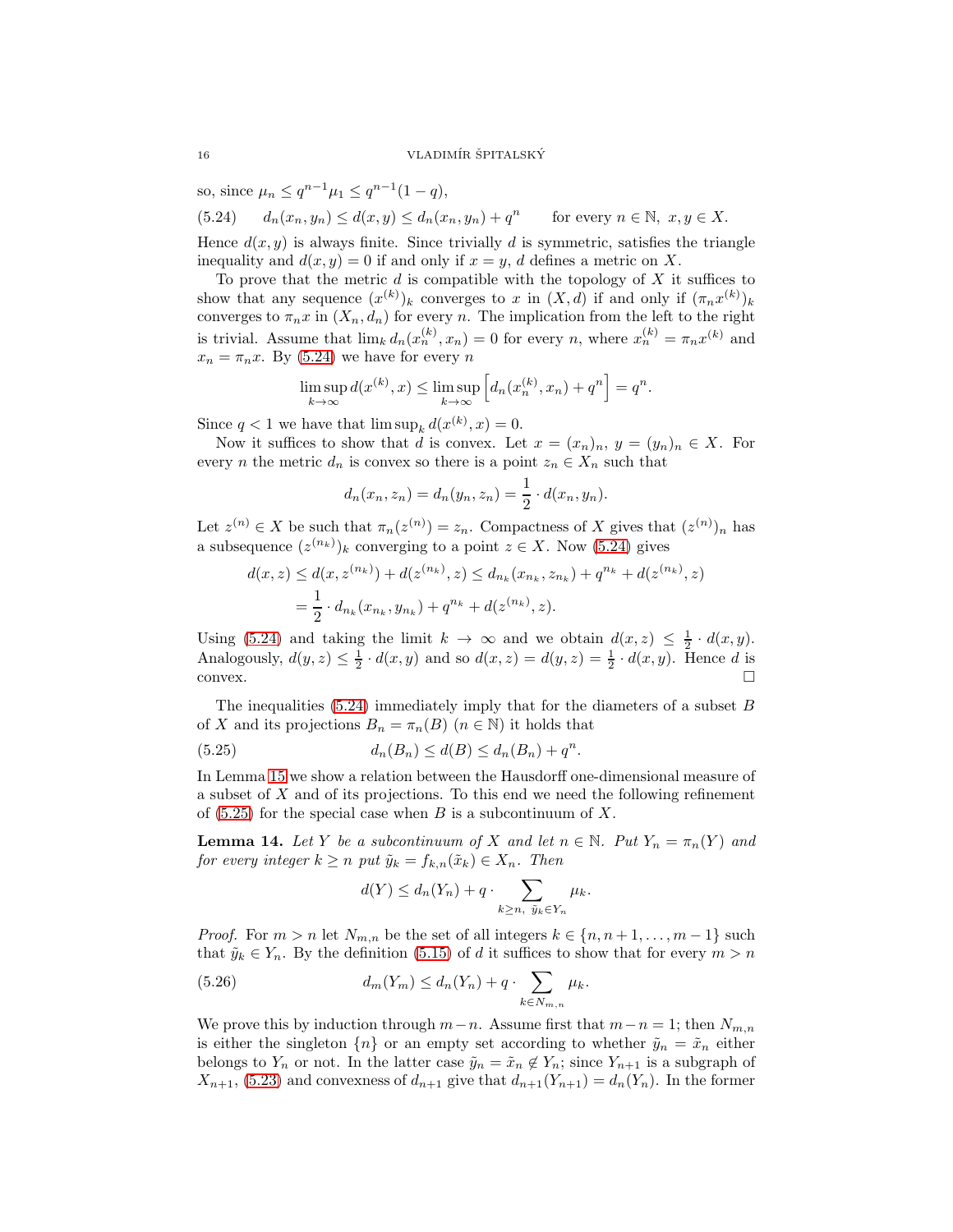so, since $\mu_n \le q^{n-1}\mu_1 \le q^{n-1}(1-q)$,

$$d_n(x_n, y_n) \le d(x,y) \le d_n(x_n,y_n) + q^n \qquad \text{for every } n \in \mathbb{N},\ x, y \in X. \tag{5.24}$$

Hence $d(x,y)$ is always finite. Since trivially $d$ is symmetric, satisfies the triangle inequality and $d(x,y) = 0$ if and only if $x = y$, $d$ defines a metric on $X$.

To prove that the metric $d$ is compatible with the topology of $X$ it suffices to show that any sequence $(x^{(k)})_k$ converges to $x$ in $(X,d)$ if and only if $(\pi_n x^{(k)})_k$ converges to $\pi_n x$ in $(X_n, d_n)$ for every $n$. The implication from the left to the right is trivial. Assume that $\lim_k d_n(x_n^{(k)}, x_n) = 0$ for every $n$, where $x_n^{(k)} = \pi_n x^{(k)}$ and $x_n = \pi_n x$. By (5.24) we have for every $n$

$$\limsup_{k\to\infty} d(x^{(k)}, x) \le \limsup_{k\to\infty} \left[ d_n(x_n^{(k)}, x_n) + q^n \right] = q^n.$$

Since $q < 1$ we have that $\limsup_k d(x^{(k)}, x) = 0$.

Now it suffices to show that $d$ is convex. Let $x = (x_n)_n$, $y = (y_n)_n \in X$. For every $n$ the metric $d_n$ is convex so there is a point $z_n \in X_n$ such that

$$d_n(x_n, z_n) = d_n(y_n, z_n) = \frac{1}{2} \cdot d(x_n, y_n).$$

Let $z^{(n)} \in X$ be such that $\pi_n(z^{(n)}) = z_n$. Compactness of $X$ gives that $(z^{(n)})_n$ has a subsequence $(z^{(n_k)})_k$ converging to a point $z \in X$. Now (5.24) gives

$$\begin{aligned} d(x,z) &\le d(x, z^{(n_k)}) + d(z^{(n_k)}, z) \le d_{n_k}(x_{n_k}, z_{n_k}) + q^{n_k} + d(z^{(n_k)}, z) \\ &= \frac{1}{2} \cdot d_{n_k}(x_{n_k}, y_{n_k}) + q^{n_k} + d(z^{(n_k)}, z). \end{aligned}$$

Using (5.24) and taking the limit $k \to \infty$ and we obtain $d(x,z) \le \frac{1}{2} \cdot d(x,y)$. Analogously, $d(y,z) \le \frac{1}{2} \cdot d(x,y)$ and so $d(x,z) = d(y,z) = \frac{1}{2} \cdot d(x,y)$. Hence $d$ is convex. □

The inequalities (5.24) immediately imply that for the diameters of a subset $B$ of $X$ and its projections $B_n = \pi_n(B)$ $(n \in \mathbb{N})$ it holds that

$$d_n(B_n) \le d(B) \le d_n(B_n) + q^n. \tag{5.25}$$

In Lemma 15 we show a relation between the Hausdorff one-dimensional measure of a subset of $X$ and of its projections. To this end we need the following refinement of (5.25) for the special case when $B$ is a subcontinuum of $X$.

**Lemma 14.** *Let $Y$ be a subcontinuum of $X$ and let $n \in \mathbb{N}$. Put $Y_n = \pi_n(Y)$ and for every integer $k \ge n$ put $\tilde{y}_k = f_{k,n}(\tilde{x}_k) \in X_n$. Then*

$$d(Y) \le d_n(Y_n) + q \cdot \sum_{k \ge n,\ \tilde{y}_k \in Y_n} \mu_k.$$

*Proof.* For $m > n$ let $N_{m,n}$ be the set of all integers $k \in \{n, n+1, \dots, m-1\}$ such that $\tilde{y}_k \in Y_n$. By the definition (5.15) of $d$ it suffices to show that for every $m > n$

$$d_m(Y_m) \le d_n(Y_n) + q \cdot \sum_{k \in N_{m,n}} \mu_k. \tag{5.26}$$

We prove this by induction through $m - n$. Assume first that $m - n = 1$; then $N_{m,n}$ is either the singleton $\{n\}$ or an empty set according to whether $\tilde{y}_n = \tilde{x}_n$ either belongs to $Y_n$ or not. In the latter case $\tilde{y}_n = \tilde{x}_n \notin Y_n$; since $Y_{n+1}$ is a subgraph of $X_{n+1}$, (5.23) and convexness of $d_{n+1}$ give that $d_{n+1}(Y_{n+1}) = d_n(Y_n)$. In the former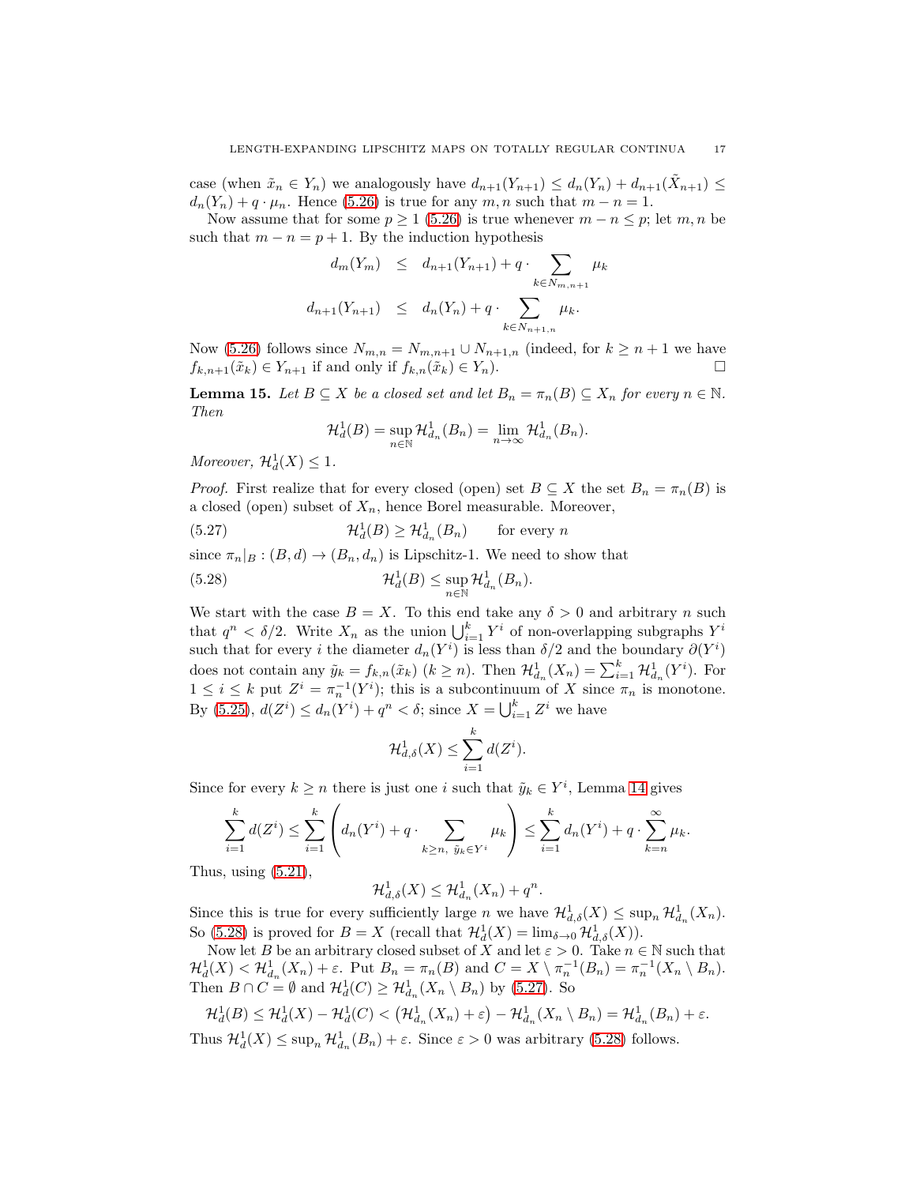case (when $\tilde{x}_n \in Y_n$) we analogously have $d_{n+1}(Y_{n+1}) \leq d_n(Y_n) + d_{n+1}(\tilde{X}_{n+1}) \leq d_n(Y_n) + q \cdot \mu_n$. Hence (5.26) is true for any $m, n$ such that $m - n = 1$.

Now assume that for some $p \geq 1$ (5.26) is true whenever $m - n \leq p$; let $m, n$ be such that $m - n = p + 1$. By the induction hypothesis

$$
\begin{aligned}
d_m(Y_m) &\leq d_{n+1}(Y_{n+1}) + q \cdot \sum_{k \in N_{m,n+1}} \mu_k \\
d_{n+1}(Y_{n+1}) &\leq d_n(Y_n) + q \cdot \sum_{k \in N_{n+1,n}} \mu_k.
\end{aligned}
$$

Now (5.26) follows since $N_{m,n} = N_{m,n+1} \cup N_{n+1,n}$ (indeed, for $k \geq n+1$ we have $f_{k,n+1}(\tilde{x}_k) \in Y_{n+1}$ if and only if $f_{k,n}(\tilde{x}_k) \in Y_n$). $\square$

**Lemma 15.** *Let $B \subseteq X$ be a closed set and let $B_n = \pi_n(B) \subseteq X_n$ for every $n \in \mathbb{N}$. Then*

$$
\mathcal{H}^1_d(B) = \sup_{n \in \mathbb{N}} \mathcal{H}^1_{d_n}(B_n) = \lim_{n \to \infty} \mathcal{H}^1_{d_n}(B_n).
$$

*Moreover, $\mathcal{H}^1_d(X) \leq 1$.*

*Proof.* First realize that for every closed (open) set $B \subseteq X$ the set $B_n = \pi_n(B)$ is a closed (open) subset of $X_n$, hence Borel measurable. Moreover,

$$
\mathcal{H}^1_d(B) \geq \mathcal{H}^1_{d_n}(B_n) \qquad \text{for every } n \tag{5.27}
$$

since $\pi_n|_B : (B, d) \to (B_n, d_n)$ is Lipschitz-1. We need to show that

$$
\mathcal{H}^1_d(B) \leq \sup_{n \in \mathbb{N}} \mathcal{H}^1_{d_n}(B_n). \tag{5.28}
$$

We start with the case $B = X$. To this end take any $\delta > 0$ and arbitrary $n$ such that $q^n < \delta/2$. Write $X_n$ as the union $\bigcup_{i=1}^k Y^i$ of non-overlapping subgraphs $Y^i$ such that for every $i$ the diameter $d_n(Y^i)$ is less than $\delta/2$ and the boundary $\partial(Y^i)$ does not contain any $\tilde{y}_k = f_{k,n}(\tilde{x}_k)$ $(k \geq n)$. Then $\mathcal{H}^1_{d_n}(X_n) = \sum_{i=1}^k \mathcal{H}^1_{d_n}(Y^i)$. For $1 \leq i \leq k$ put $Z^i = \pi_n^{-1}(Y^i)$; this is a subcontinuum of $X$ since $\pi_n$ is monotone. By (5.25), $d(Z^i) \leq d_n(Y^i) + q^n < \delta$; since $X = \bigcup_{i=1}^k Z^i$ we have

$$
\mathcal{H}^1_{d,\delta}(X) \leq \sum_{i=1}^k d(Z^i).
$$

Since for every $k \geq n$ there is just one $i$ such that $\tilde{y}_k \in Y^i$, Lemma 14 gives

$$
\sum_{i=1}^k d(Z^i) \leq \sum_{i=1}^k \left( d_n(Y^i) + q \cdot \sum_{k \geq n,\ \tilde{y}_k \in Y^i} \mu_k \right) \leq \sum_{i=1}^k d_n(Y^i) + q \cdot \sum_{k=n}^\infty \mu_k.
$$

Thus, using (5.21),

$$
\mathcal{H}^1_{d,\delta}(X) \leq \mathcal{H}^1_{d_n}(X_n) + q^n.
$$

Since this is true for every sufficiently large $n$ we have $\mathcal{H}^1_{d,\delta}(X) \leq \sup_n \mathcal{H}^1_{d_n}(X_n)$. So (5.28) is proved for $B = X$ (recall that $\mathcal{H}^1_d(X) = \lim_{\delta \to 0} \mathcal{H}^1_{d,\delta}(X)$).

Now let $B$ be an arbitrary closed subset of $X$ and let $\varepsilon > 0$. Take $n \in \mathbb{N}$ such that $\mathcal{H}^1_d(X) < \mathcal{H}^1_{d_n}(X_n) + \varepsilon$. Put $B_n = \pi_n(B)$ and $C = X \setminus \pi_n^{-1}(B_n) = \pi_n^{-1}(X_n \setminus B_n)$. Then $B \cap C = \emptyset$ and $\mathcal{H}^1_d(C) \geq \mathcal{H}^1_{d_n}(X_n \setminus B_n)$ by (5.27). So

$$
\mathcal{H}^1_d(B) \leq \mathcal{H}^1_d(X) - \mathcal{H}^1_d(C) < \left(\mathcal{H}^1_{d_n}(X_n) + \varepsilon\right) - \mathcal{H}^1_{d_n}(X_n \setminus B_n) = \mathcal{H}^1_{d_n}(B_n) + \varepsilon.
$$

Thus $\mathcal{H}^1_d(X) \leq \sup_n \mathcal{H}^1_{d_n}(B_n) + \varepsilon$. Since $\varepsilon > 0$ was arbitrary (5.28) follows.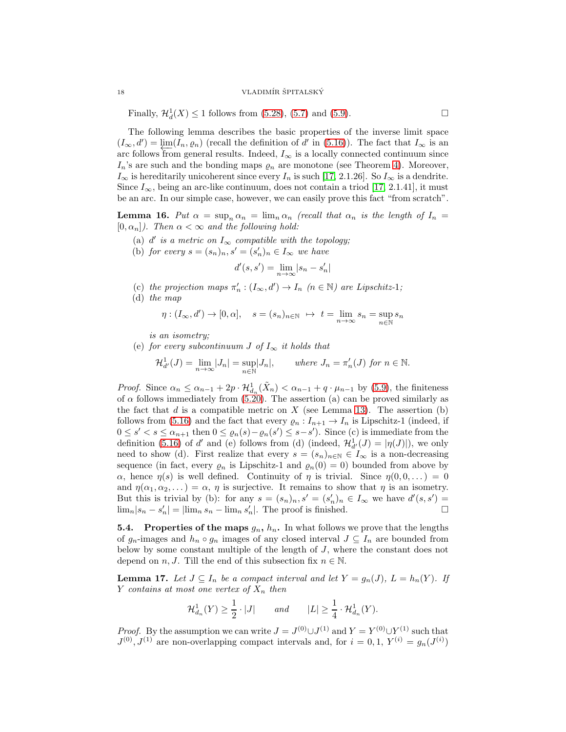Finally, $\mathcal{H}^1_d(X) \le 1$ follows from (5.28), (5.7) and (5.9). $\square$

The following lemma describes the basic properties of the inverse limit space $(I_\infty, d') = \varprojlim(I_n, \varrho_n)$ (recall the definition of $d'$ in (5.16)). The fact that $I_\infty$ is an arc follows from general results. Indeed, $I_\infty$ is a locally connected continuum since $I_n$'s are such and the bonding maps $\varrho_n$ are monotone (see Theorem 4). Moreover, $I_\infty$ is hereditarily unicoherent since every $I_n$ is such [17, 2.1.26]. So $I_\infty$ is a dendrite. Since $I_\infty$, being an arc-like continuum, does not contain a triod [17, 2.1.41], it must be an arc. In our simple case, however, we can easily prove this fact "from scratch".

**Lemma 16.** *Put $\alpha = \sup_n \alpha_n = \lim_n \alpha_n$ (recall that $\alpha_n$ is the length of $I_n = [0, \alpha_n]$). Then $\alpha < \infty$ and the following hold:*

- (a) *$d'$ is a metric on $I_\infty$ compatible with the topology;*
- (b) *for every $s = (s_n)_n, s' = (s'_n)_n \in I_\infty$ we have*
$$d'(s, s') = \lim_{n\to\infty} |s_n - s'_n|$$
- (c) *the projection maps $\pi'_n : (I_\infty, d') \to I_n$ ($n \in \mathbb{N}$) are Lipschitz-1;*
- (d) *the map*
$$\eta : (I_\infty, d') \to [0, \alpha], \quad s = (s_n)_{n\in\mathbb{N}} \ \mapsto \ t = \lim_{n\to\infty} s_n = \sup_{n\in\mathbb{N}} s_n$$
*is an isometry;*
- (e) *for every subcontinuum $J$ of $I_\infty$ it holds that*
$$\mathcal{H}^1_{d'}(J) = \lim_{n\to\infty} |J_n| = \sup_{n\in\mathbb{N}} |J_n|, \qquad \text{where } J_n = \pi'_n(J) \text{ for } n \in \mathbb{N}.$$

*Proof.* Since $\alpha_n \le \alpha_{n-1} + 2p \cdot \mathcal{H}^1_{d_n}(\tilde{X}_n) < \alpha_{n-1} + q \cdot \mu_{n-1}$ by (5.9), the finiteness of $\alpha$ follows immediately from (5.20). The assertion (a) can be proved similarly as the fact that $d$ is a compatible metric on $X$ (see Lemma 13). The assertion (b) follows from (5.16) and the fact that every $\varrho_n : I_{n+1} \to I_n$ is Lipschitz-1 (indeed, if $0 \le s' < s \le \alpha_{n+1}$ then $0 \le \varrho_n(s) - \varrho_n(s') \le s - s'$). Since (c) is immediate from the definition (5.16) of $d'$ and (e) follows from (d) (indeed, $\mathcal{H}^1_{d'}(J) = |\eta(J)|$), we only need to show (d). First realize that every $s = (s_n)_{n\in\mathbb{N}} \in I_\infty$ is a non-decreasing sequence (in fact, every $\varrho_n$ is Lipschitz-1 and $\varrho_n(0) = 0$) bounded from above by $\alpha$, hence $\eta(s)$ is well defined. Continuity of $\eta$ is trivial. Since $\eta(0, 0, \dots) = 0$ and $\eta(\alpha_1, \alpha_2, \dots) = \alpha$, $\eta$ is surjective. It remains to show that $\eta$ is an isometry. But this is trivial by (b): for any $s = (s_n)_n, s' = (s'_n)_n \in I_\infty$ we have $d'(s, s') = \lim_n |s_n - s'_n| = |\lim_n s_n - \lim_n s'_n|$. The proof is finished. $\square$

### 5.4. Properties of the maps $g_n$, $h_n$.

In what follows we prove that the lengths of $g_n$-images and $h_n \circ g_n$ images of any closed interval $J \subseteq I_n$ are bounded from below by some constant multiple of the length of $J$, where the constant does not depend on $n, J$. Till the end of this subsection fix $n \in \mathbb{N}$.

**Lemma 17.** *Let $J \subseteq I_n$ be a compact interval and let $Y = g_n(J)$, $L = h_n(Y)$. If $Y$ contains at most one vertex of $X_n$ then*
$$\mathcal{H}^1_{d_n}(Y) \ge \frac{1}{2} \cdot |J| \qquad \text{and} \qquad |L| \ge \frac{1}{4} \cdot \mathcal{H}^1_{d_n}(Y).$$

*Proof.* By the assumption we can write $J = J^{(0)} \cup J^{(1)}$ and $Y = Y^{(0)} \cup Y^{(1)}$ such that $J^{(0)}, J^{(1)}$ are non-overlapping compact intervals and, for $i = 0, 1$, $Y^{(i)} = g_n(J^{(i)})$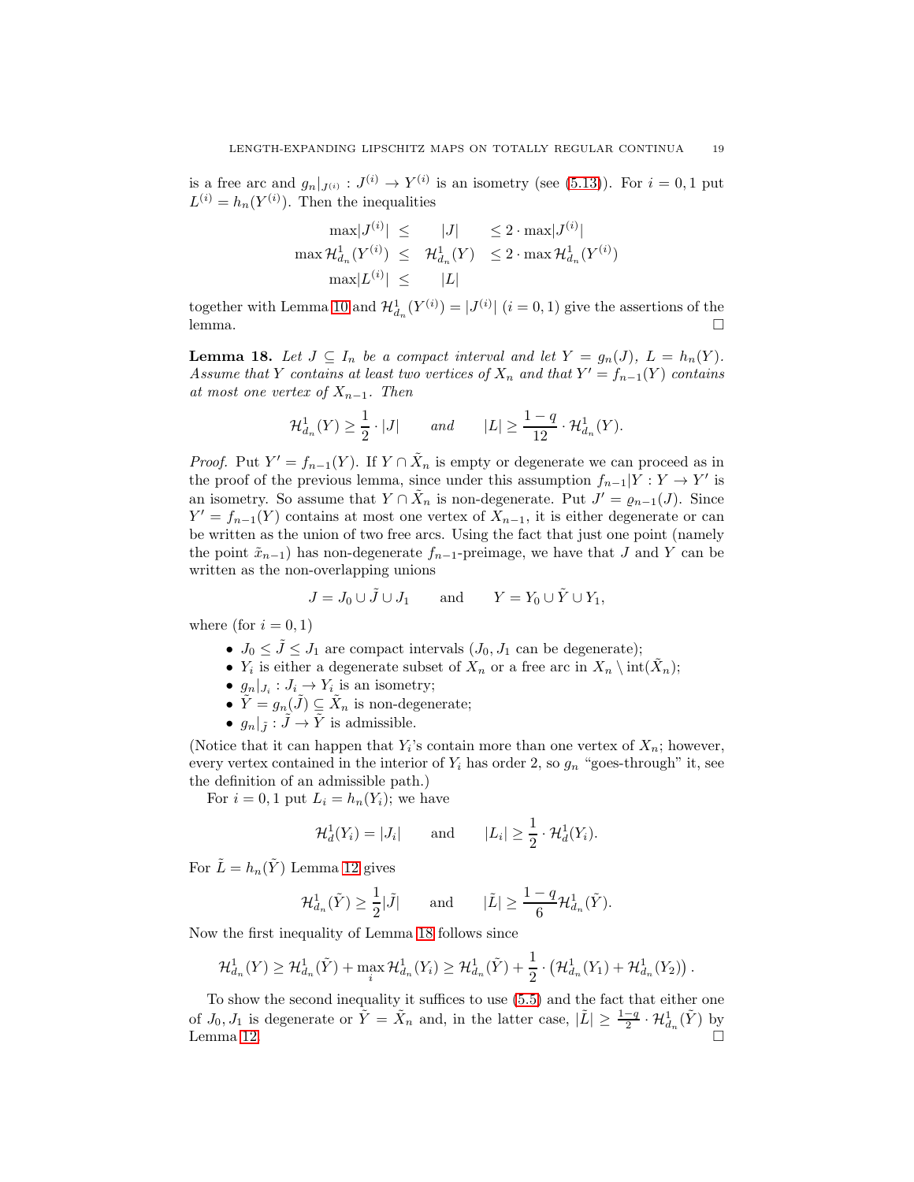is a free arc and $g_n|_{J^{(i)}} : J^{(i)} \to Y^{(i)}$ is an isometry (see (5.13)). For $i = 0, 1$ put $L^{(i)} = h_n(Y^{(i)})$. Then the inequalities

$$\begin{array}{rcll} \max|J^{(i)}| & \leq & |J| & \leq 2 \cdot \max|J^{(i)}| \\ \max \mathcal{H}^1_{d_n}(Y^{(i)}) & \leq & \mathcal{H}^1_{d_n}(Y) & \leq 2 \cdot \max \mathcal{H}^1_{d_n}(Y^{(i)}) \\ \max|L^{(i)}| & \leq & |L| & \end{array}$$

together with Lemma 10 and $\mathcal{H}^1_{d_n}(Y^{(i)}) = |J^{(i)}|$ $(i = 0, 1)$ give the assertions of the lemma. $\square$

**Lemma 18.** *Let $J \subseteq I_n$ be a compact interval and let $Y = g_n(J)$, $L = h_n(Y)$. Assume that $Y$ contains at least two vertices of $X_n$ and that $Y' = f_{n-1}(Y)$ contains at most one vertex of $X_{n-1}$. Then*

$$\mathcal{H}^1_{d_n}(Y) \geq \frac{1}{2} \cdot |J| \qquad \textit{and} \qquad |L| \geq \frac{1-q}{12} \cdot \mathcal{H}^1_{d_n}(Y).$$

*Proof.* Put $Y' = f_{n-1}(Y)$. If $Y \cap \tilde{X}_n$ is empty or degenerate we can proceed as in the proof of the previous lemma, since under this assumption $f_{n-1}|Y : Y \to Y'$ is an isometry. So assume that $Y \cap \tilde{X}_n$ is non-degenerate. Put $J' = \varrho_{n-1}(J)$. Since $Y' = f_{n-1}(Y)$ contains at most one vertex of $X_{n-1}$, it is either degenerate or can be written as the union of two free arcs. Using the fact that just one point (namely the point $\tilde{x}_{n-1}$) has non-degenerate $f_{n-1}$-preimage, we have that $J$ and $Y$ can be written as the non-overlapping unions

$$J = J_0 \cup \tilde{J} \cup J_1 \qquad \text{and} \qquad Y = Y_0 \cup \tilde{Y} \cup Y_1,$$

where (for $i = 0, 1$)

- $J_0 \leq \tilde{J} \leq J_1$ are compact intervals ($J_0, J_1$ can be degenerate);
- $Y_i$ is either a degenerate subset of $X_n$ or a free arc in $X_n \setminus \text{int}(\tilde{X}_n)$;
- $g_n|_{J_i} : J_i \to Y_i$ is an isometry;
- $\tilde{Y} = g_n(\tilde{J}) \subseteq \tilde{X}_n$ is non-degenerate;
- $g_n|_{\tilde{J}} : \tilde{J} \to \tilde{Y}$ is admissible.

(Notice that it can happen that $Y_i$'s contain more than one vertex of $X_n$; however, every vertex contained in the interior of $Y_i$ has order 2, so $g_n$ "goes-through" it, see the definition of an admissible path.)

For $i = 0, 1$ put $L_i = h_n(Y_i)$; we have

$$\mathcal{H}^1_d(Y_i) = |J_i| \qquad \text{and} \qquad |L_i| \geq \frac{1}{2} \cdot \mathcal{H}^1_d(Y_i).$$

For $\tilde{L} = h_n(\tilde{Y})$ Lemma 12 gives

$$\mathcal{H}^1_{d_n}(\tilde{Y}) \geq \frac{1}{2}|\tilde{J}| \qquad \text{and} \qquad |\tilde{L}| \geq \frac{1-q}{6}\mathcal{H}^1_{d_n}(\tilde{Y}).$$

Now the first inequality of Lemma 18 follows since

$$\mathcal{H}^1_{d_n}(Y) \geq \mathcal{H}^1_{d_n}(\tilde{Y}) + \max_i \mathcal{H}^1_{d_n}(Y_i) \geq \mathcal{H}^1_{d_n}(\tilde{Y}) + \frac{1}{2} \cdot \left(\mathcal{H}^1_{d_n}(Y_1) + \mathcal{H}^1_{d_n}(Y_2)\right).$$

To show the second inequality it suffices to use (5.5) and the fact that either one of $J_0, J_1$ is degenerate or $\tilde{Y} = \tilde{X}_n$ and, in the latter case, $|\tilde{L}| \geq \frac{1-q}{2} \cdot \mathcal{H}^1_{d_n}(\tilde{Y})$ by Lemma 12. $\square$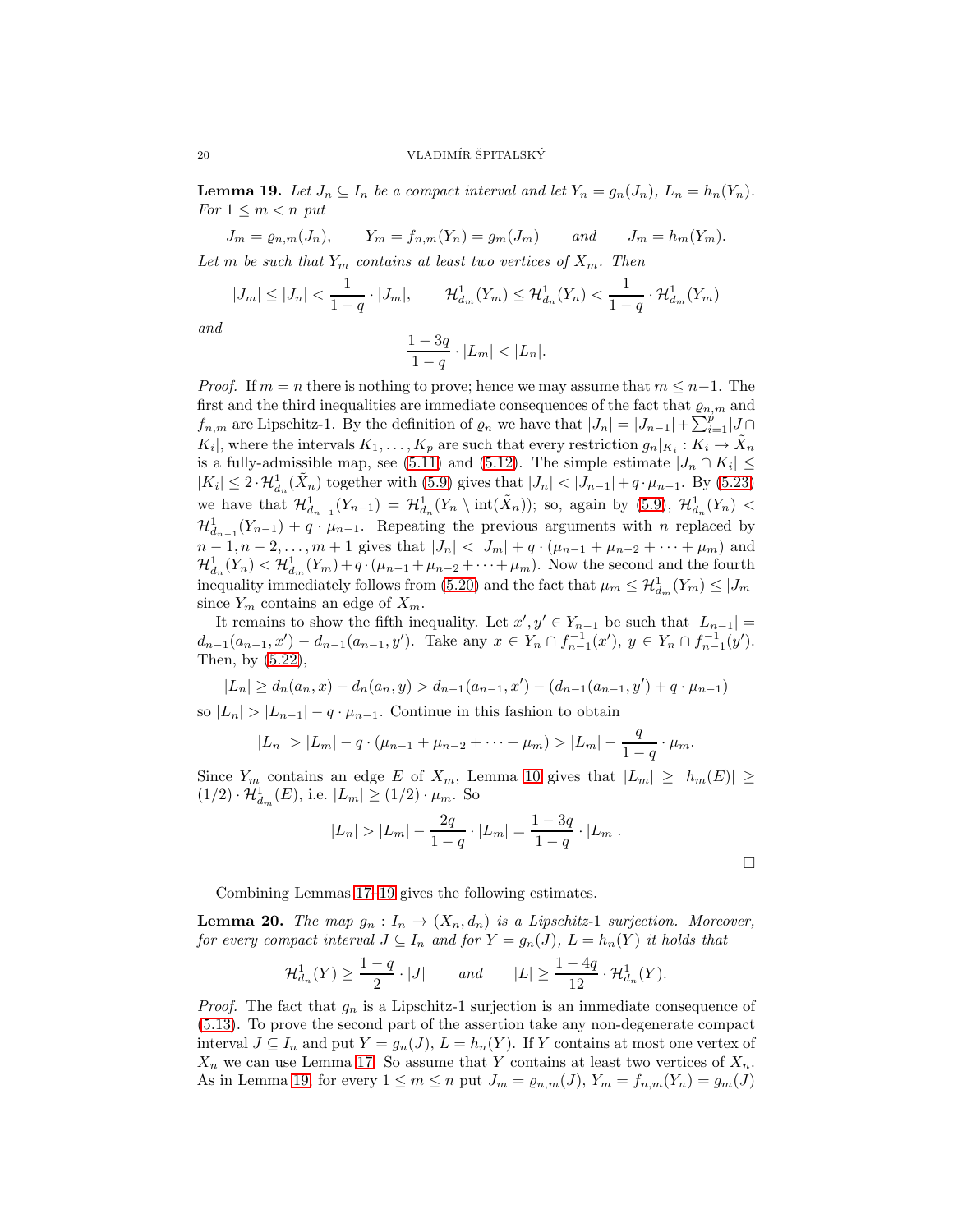**Lemma 19.** *Let $J_n \subseteq I_n$ be a compact interval and let $Y_n = g_n(J_n)$, $L_n = h_n(Y_n)$. For $1 \le m < n$ put*

$$J_m = \varrho_{n,m}(J_n), \qquad Y_m = f_{n,m}(Y_n) = g_m(J_m) \qquad \text{and} \qquad J_m = h_m(Y_m).$$

*Let $m$ be such that $Y_m$ contains at least two vertices of $X_m$. Then*

$$|J_m| \le |J_n| < \frac{1}{1-q} \cdot |J_m|, \qquad \mathcal{H}^1_{d_m}(Y_m) \le \mathcal{H}^1_{d_n}(Y_n) < \frac{1}{1-q} \cdot \mathcal{H}^1_{d_m}(Y_m)$$

*and*

$$\frac{1-3q}{1-q} \cdot |L_m| < |L_n|.$$

*Proof.* If $m = n$ there is nothing to prove; hence we may assume that $m \le n-1$. The first and the third inequalities are immediate consequences of the fact that $\varrho_{n,m}$ and $f_{n,m}$ are Lipschitz-1. By the definition of $\varrho_n$ we have that $|J_n| = |J_{n-1}| + \sum_{i=1}^{p} |J \cap K_i|$, where the intervals $K_1, \dots, K_p$ are such that every restriction $g_n|_{K_i} : K_i \to \tilde{X}_n$ is a fully-admissible map, see (5.11) and (5.12). The simple estimate $|J_n \cap K_i| \le |K_i| \le 2 \cdot \mathcal{H}^1_{d_n}(\tilde{X}_n)$ together with (5.9) gives that $|J_n| < |J_{n-1}| + q \cdot \mu_{n-1}$. By (5.23) we have that $\mathcal{H}^1_{d_{n-1}}(Y_{n-1}) = \mathcal{H}^1_{d_n}(Y_n \setminus \operatorname{int}(\tilde{X}_n))$; so, again by (5.9), $\mathcal{H}^1_{d_n}(Y_n) < \mathcal{H}^1_{d_{n-1}}(Y_{n-1}) + q \cdot \mu_{n-1}$. Repeating the previous arguments with $n$ replaced by $n-1, n-2, \dots, m+1$ gives that $|J_n| < |J_m| + q \cdot (\mu_{n-1} + \mu_{n-2} + \dots + \mu_m)$ and $\mathcal{H}^1_{d_n}(Y_n) < \mathcal{H}^1_{d_m}(Y_m) + q \cdot (\mu_{n-1} + \mu_{n-2} + \dots + \mu_m)$. Now the second and the fourth inequality immediately follows from (5.20) and the fact that $\mu_m \le \mathcal{H}^1_{d_m}(Y_m) \le |J_m|$ since $Y_m$ contains an edge of $X_m$.

It remains to show the fifth inequality. Let $x', y' \in Y_{n-1}$ be such that $|L_{n-1}| = d_{n-1}(a_{n-1}, x') - d_{n-1}(a_{n-1}, y')$. Take any $x \in Y_n \cap f_{n-1}^{-1}(x')$, $y \in Y_n \cap f_{n-1}^{-1}(y')$. Then, by (5.22),

$$|L_n| \ge d_n(a_n, x) - d_n(a_n, y) > d_{n-1}(a_{n-1}, x') - (d_{n-1}(a_{n-1}, y') + q \cdot \mu_{n-1})$$

so $|L_n| > |L_{n-1}| - q \cdot \mu_{n-1}$. Continue in this fashion to obtain

$$|L_n| > |L_m| - q \cdot (\mu_{n-1} + \mu_{n-2} + \dots + \mu_m) > |L_m| - \frac{q}{1-q} \cdot \mu_m.$$

Since $Y_m$ contains an edge $E$ of $X_m$, Lemma 10 gives that $|L_m| \ge |h_m(E)| \ge (1/2) \cdot \mathcal{H}^1_{d_m}(E)$, i.e. $|L_m| \ge (1/2) \cdot \mu_m$. So

$$|L_n| > |L_m| - \frac{2q}{1-q} \cdot |L_m| = \frac{1-3q}{1-q} \cdot |L_m|.$$

$\square$

Combining Lemmas 17–19 gives the following estimates.

**Lemma 20.** *The map $g_n : I_n \to (X_n, d_n)$ is a Lipschitz-1 surjection. Moreover, for every compact interval $J \subseteq I_n$ and for $Y = g_n(J)$, $L = h_n(Y)$ it holds that*

$$\mathcal{H}^1_{d_n}(Y) \ge \frac{1-q}{2} \cdot |J| \qquad \text{and} \qquad |L| \ge \frac{1-4q}{12} \cdot \mathcal{H}^1_{d_n}(Y).$$

*Proof.* The fact that $g_n$ is a Lipschitz-1 surjection is an immediate consequence of (5.13). To prove the second part of the assertion take any non-degenerate compact interval $J \subseteq I_n$ and put $Y = g_n(J)$, $L = h_n(Y)$. If $Y$ contains at most one vertex of $X_n$ we can use Lemma 17. So assume that $Y$ contains at least two vertices of $X_n$. As in Lemma 19, for every $1 \le m \le n$ put $J_m = \varrho_{n,m}(J)$, $Y_m = f_{n,m}(Y_n) = g_m(J)$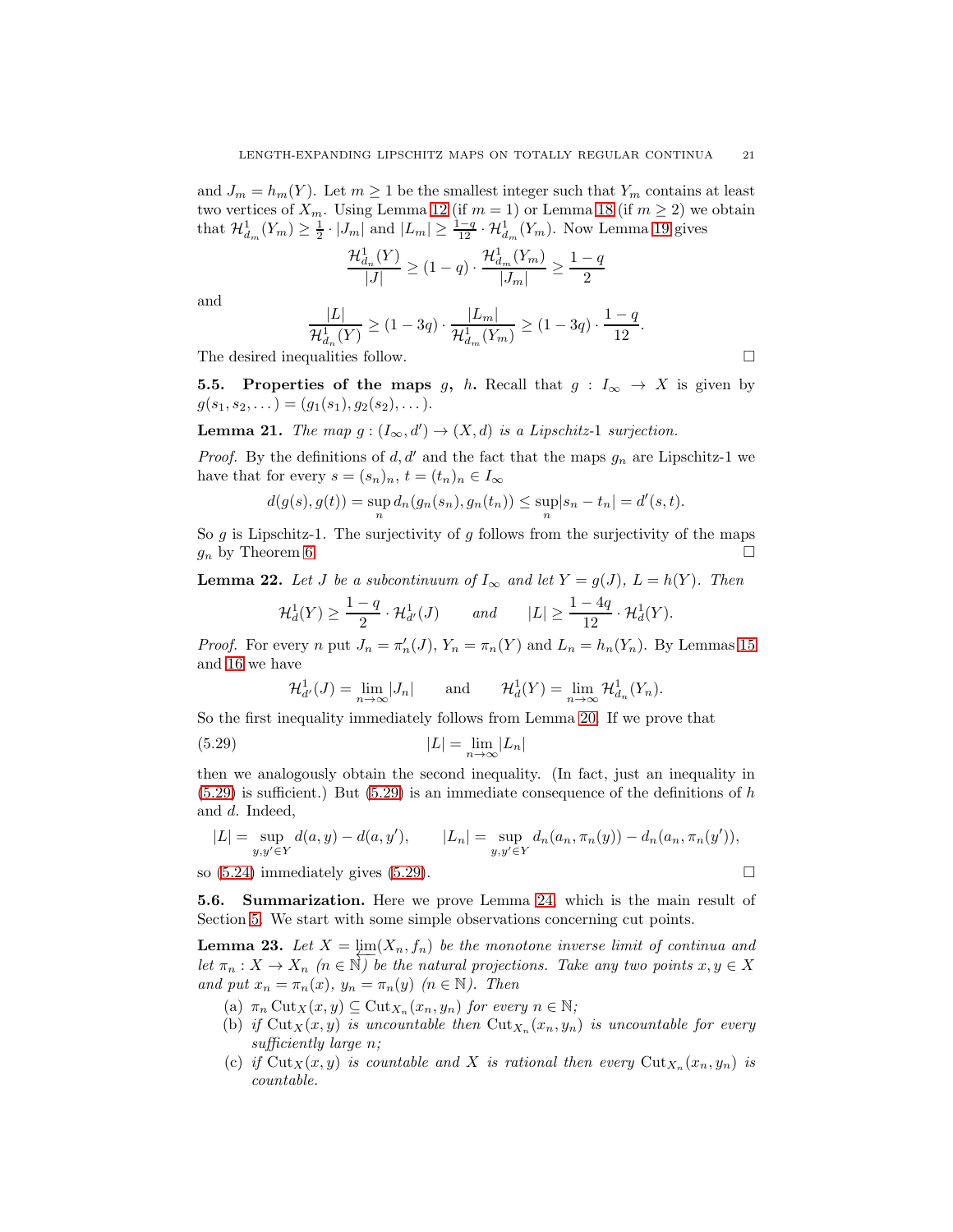and $J_m = h_m(Y)$. Let $m \geq 1$ be the smallest integer such that $Y_m$ contains at least two vertices of $X_m$. Using Lemma 12 (if $m = 1$) or Lemma 18 (if $m \geq 2$) we obtain that $\mathcal{H}^1_{d_m}(Y_m) \geq \frac{1}{2} \cdot |J_m|$ and $|L_m| \geq \frac{1-q}{12} \cdot \mathcal{H}^1_{d_m}(Y_m)$. Now Lemma 19 gives

$$\frac{\mathcal{H}^1_{d_n}(Y)}{|J|} \geq (1-q) \cdot \frac{\mathcal{H}^1_{d_m}(Y_m)}{|J_m|} \geq \frac{1-q}{2}$$

and

$$\frac{|L|}{\mathcal{H}^1_{d_n}(Y)} \geq (1-3q) \cdot \frac{|L_m|}{\mathcal{H}^1_{d_m}(Y_m)} \geq (1-3q) \cdot \frac{1-q}{12}.$$

The desired inequalities follow. □

### 5.5. Properties of the maps $g$, $h$.

Recall that $g : I_\infty \to X$ is given by $g(s_1, s_2, \dots) = (g_1(s_1), g_2(s_2), \dots)$.

**Lemma 21.** *The map $g : (I_\infty, d') \to (X, d)$ is a Lipschitz-1 surjection.*

*Proof.* By the definitions of $d, d'$ and the fact that the maps $g_n$ are Lipschitz-1 we have that for every $s = (s_n)_n$, $t = (t_n)_n \in I_\infty$

$$d(g(s), g(t)) = \sup_n d_n(g_n(s_n), g_n(t_n)) \leq \sup_n |s_n - t_n| = d'(s,t).$$

So $g$ is Lipschitz-1. The surjectivity of $g$ follows from the surjectivity of the maps $g_n$ by Theorem 6. □

**Lemma 22.** *Let $J$ be a subcontinuum of $I_\infty$ and let $Y = g(J)$, $L = h(Y)$. Then*

$$\mathcal{H}^1_d(Y) \geq \frac{1-q}{2} \cdot \mathcal{H}^1_{d'}(J) \qquad \text{and} \qquad |L| \geq \frac{1-4q}{12} \cdot \mathcal{H}^1_d(Y).$$

*Proof.* For every $n$ put $J_n = \pi'_n(J)$, $Y_n = \pi_n(Y)$ and $L_n = h_n(Y_n)$. By Lemmas 15 and 16 we have

$$\mathcal{H}^1_{d'}(J) = \lim_{n\to\infty} |J_n| \qquad \text{and} \qquad \mathcal{H}^1_d(Y) = \lim_{n\to\infty} \mathcal{H}^1_{d_n}(Y_n).$$

So the first inequality immediately follows from Lemma 20. If we prove that

$$|L| = \lim_{n\to\infty} |L_n| \tag{5.29}$$

then we analogously obtain the second inequality. (In fact, just an inequality in (5.29) is sufficient.) But (5.29) is an immediate consequence of the definitions of $h$ and $d$. Indeed,

$$|L| = \sup_{y,y' \in Y} d(a,y) - d(a,y'), \qquad |L_n| = \sup_{y,y' \in Y} d_n(a_n, \pi_n(y)) - d_n(a_n, \pi_n(y')),$$

so (5.24) immediately gives (5.29). □

### 5.6. Summarization.

Here we prove Lemma 24, which is the main result of Section 5. We start with some simple observations concerning cut points.

**Lemma 23.** *Let $X = \varprojlim(X_n, f_n)$ be the monotone inverse limit of continua and let $\pi_n : X \to X_n$ ($n \in \mathbb{N}$) be the natural projections. Take any two points $x, y \in X$ and put $x_n = \pi_n(x)$, $y_n = \pi_n(y)$ ($n \in \mathbb{N}$). Then*

- (a) *$\pi_n \operatorname{Cut}_X(x,y) \subseteq \operatorname{Cut}_{X_n}(x_n, y_n)$ for every $n \in \mathbb{N}$;*
- (b) *if $\operatorname{Cut}_X(x,y)$ is uncountable then $\operatorname{Cut}_{X_n}(x_n, y_n)$ is uncountable for every sufficiently large $n$;*
- (c) *if $\operatorname{Cut}_X(x,y)$ is countable and $X$ is rational then every $\operatorname{Cut}_{X_n}(x_n, y_n)$ is countable.*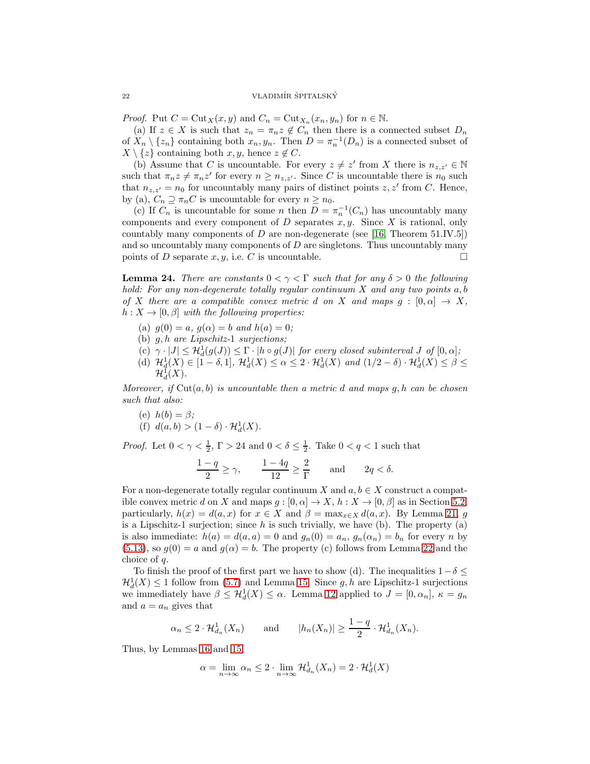*Proof.* Put $C = \mathrm{Cut}_X(x,y)$ and $C_n = \mathrm{Cut}_{X_n}(x_n,y_n)$ for $n \in \mathbb{N}$.

(a) If $z \in X$ is such that $z_n = \pi_n z \notin C_n$ then there is a connected subset $D_n$ of $X_n \setminus \{z_n\}$ containing both $x_n, y_n$. Then $D = \pi_n^{-1}(D_n)$ is a connected subset of $X \setminus \{z\}$ containing both $x, y$, hence $z \notin C$.

(b) Assume that $C$ is uncountable. For every $z \neq z'$ from $X$ there is $n_{z,z'} \in \mathbb{N}$ such that $\pi_n z \neq \pi_n z'$ for every $n \geq n_{z,z'}$. Since $C$ is uncountable there is $n_0$ such that $n_{z,z'} = n_0$ for uncountably many pairs of distinct points $z, z'$ from $C$. Hence, by (a), $C_n \supseteq \pi_n C$ is uncountable for every $n \geq n_0$.

(c) If $C_n$ is uncountable for some $n$ then $D = \pi_n^{-1}(C_n)$ has uncountably many components and every component of $D$ separates $x, y$. Since $X$ is rational, only countably many components of $D$ are non-degenerate (see [16, Theorem 51.IV.5]) and so uncountably many components of $D$ are singletons. Thus uncountably many points of $D$ separate $x, y$, i.e. $C$ is uncountable. $\square$

**Lemma 24.** *There are constants $0 < \gamma < \Gamma$ such that for any $\delta > 0$ the following hold: For any non-degenerate totally regular continuum $X$ and any two points $a, b$ of $X$ there are a compatible convex metric $d$ on $X$ and maps $g : [0, \alpha] \to X$, $h : X \to [0, \beta]$ with the following properties:*

- (a) *$g(0) = a$, $g(\alpha) = b$ and $h(a) = 0$;*
- (b) *$g, h$ are Lipschitz-1 surjections;*
- (c) *$\gamma \cdot |J| \leq \mathcal{H}^1_d(g(J)) \leq \Gamma \cdot |h \circ g(J)|$ for every closed subinterval $J$ of $[0, \alpha]$;*
- (d) *$\mathcal{H}^1_d(X) \in [1-\delta, 1]$, $\mathcal{H}^1_d(X) \leq \alpha \leq 2 \cdot \mathcal{H}^1_d(X)$ and $(1/2 - \delta) \cdot \mathcal{H}^1_d(X) \leq \beta \leq \mathcal{H}^1_d(X)$.*

*Moreover, if $\mathrm{Cut}(a,b)$ is uncountable then a metric $d$ and maps $g, h$ can be chosen such that also:*

- (e) *$h(b) = \beta$;*
- (f) *$d(a,b) > (1-\delta) \cdot \mathcal{H}^1_d(X)$.*

*Proof.* Let $0 < \gamma < \frac{1}{2}$, $\Gamma > 24$ and $0 < \delta \leq \frac{1}{2}$. Take $0 < q < 1$ such that

$$\frac{1-q}{2} \geq \gamma, \qquad \frac{1-4q}{12} \geq \frac{2}{\Gamma} \qquad \text{and} \qquad 2q < \delta.$$

For a non-degenerate totally regular continuum $X$ and $a, b \in X$ construct a compatible convex metric $d$ on $X$ and maps $g : [0, \alpha] \to X$, $h : X \to [0, \beta]$ as in Section 5.2; particularly, $h(x) = d(a, x)$ for $x \in X$ and $\beta = \max_{x \in X} d(a, x)$. By Lemma 21, $g$ is a Lipschitz-1 surjection; since $h$ is such trivially, we have (b). The property (a) is also immediate: $h(a) = d(a,a) = 0$ and $g_n(0) = a_n$, $g_n(\alpha_n) = b_n$ for every $n$ by (5.13), so $g(0) = a$ and $g(\alpha) = b$. The property (c) follows from Lemma 22 and the choice of $q$.

To finish the proof of the first part we have to show (d). The inequalities $1 - \delta \leq \mathcal{H}^1_d(X) \leq 1$ follow from (5.7) and Lemma 15. Since $g, h$ are Lipschitz-1 surjections we immediately have $\beta \leq \mathcal{H}^1_d(X) \leq \alpha$. Lemma 12 applied to $J = [0, \alpha_n]$, $\kappa = g_n$ and $a = a_n$ gives that

$$\alpha_n \leq 2 \cdot \mathcal{H}^1_{d_n}(X_n) \qquad \text{and} \qquad |h_n(X_n)| \geq \frac{1-q}{2} \cdot \mathcal{H}^1_{d_n}(X_n).$$

Thus, by Lemmas 16 and 15,

$$\alpha = \lim_{n \to \infty} \alpha_n \leq 2 \cdot \lim_{n \to \infty} \mathcal{H}^1_{d_n}(X_n) = 2 \cdot \mathcal{H}^1_d(X)$$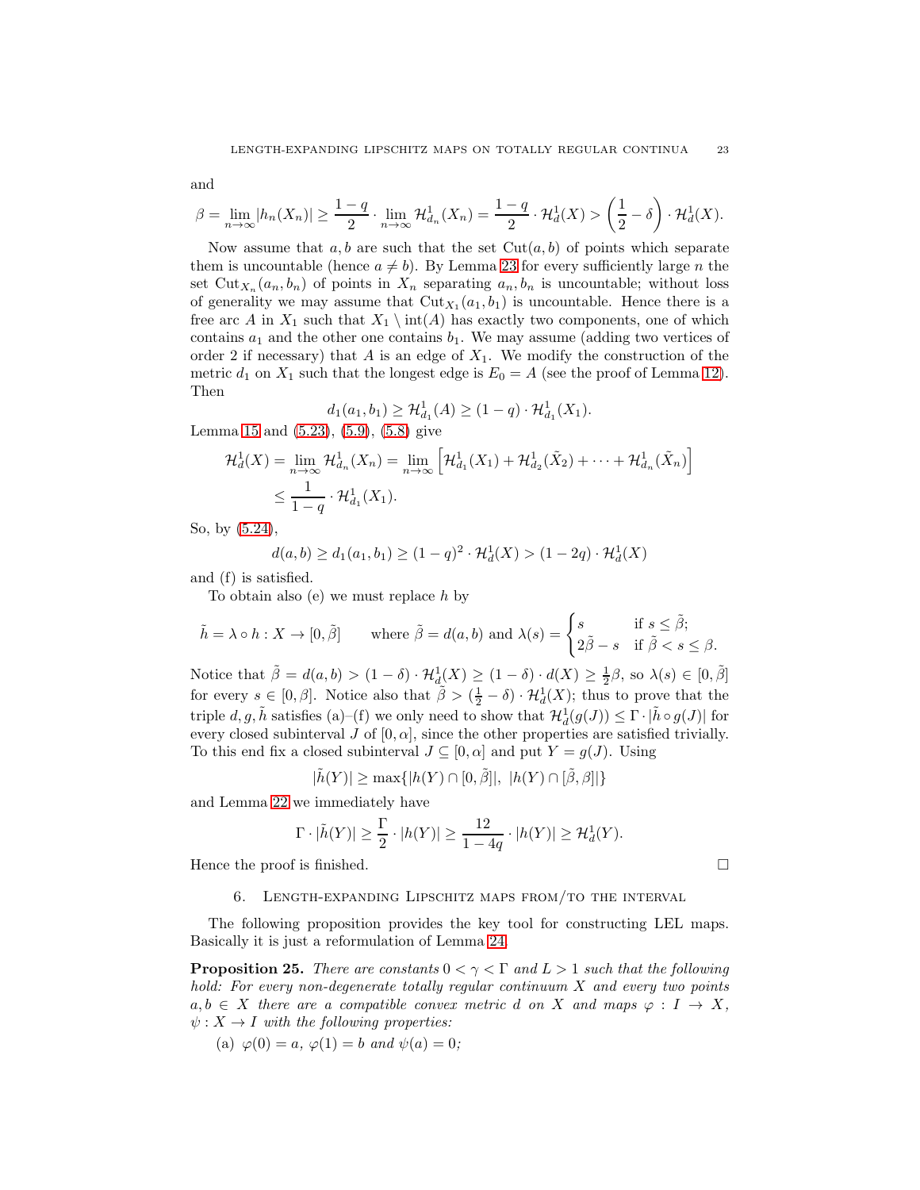and

$$\beta = \lim_{n\to\infty} |h_n(X_n)| \geq \frac{1-q}{2} \cdot \lim_{n\to\infty} \mathcal{H}^1_{d_n}(X_n) = \frac{1-q}{2} \cdot \mathcal{H}^1_d(X) > \left(\frac{1}{2} - \delta\right) \cdot \mathcal{H}^1_d(X).$$

Now assume that $a, b$ are such that the set $\mathrm{Cut}(a, b)$ of points which separate them is uncountable (hence $a \neq b$). By Lemma 23 for every sufficiently large $n$ the set $\mathrm{Cut}_{X_n}(a_n, b_n)$ of points in $X_n$ separating $a_n, b_n$ is uncountable; without loss of generality we may assume that $\mathrm{Cut}_{X_1}(a_1, b_1)$ is uncountable. Hence there is a free arc $A$ in $X_1$ such that $X_1 \setminus \mathrm{int}(A)$ has exactly two components, one of which contains $a_1$ and the other one contains $b_1$. We may assume (adding two vertices of order 2 if necessary) that $A$ is an edge of $X_1$. We modify the construction of the metric $d_1$ on $X_1$ such that the longest edge is $E_0 = A$ (see the proof of Lemma 12). Then

$$d_1(a_1, b_1) \geq \mathcal{H}^1_{d_1}(A) \geq (1-q) \cdot \mathcal{H}^1_{d_1}(X_1).$$

Lemma 15 and (5.23), (5.9), (5.8) give

$$\begin{aligned}
\mathcal{H}^1_d(X) = \lim_{n\to\infty} \mathcal{H}^1_{d_n}(X_n) &= \lim_{n\to\infty} \left[\mathcal{H}^1_{d_1}(X_1) + \mathcal{H}^1_{d_2}(\tilde{X}_2) + \cdots + \mathcal{H}^1_{d_n}(\tilde{X}_n)\right] \\
&\leq \frac{1}{1-q} \cdot \mathcal{H}^1_{d_1}(X_1).
\end{aligned}$$

So, by (5.24),

$$d(a, b) \geq d_1(a_1, b_1) \geq (1-q)^2 \cdot \mathcal{H}^1_d(X) > (1-2q) \cdot \mathcal{H}^1_d(X)$$

and (f) is satisfied.

To obtain also (e) we must replace $h$ by

$$\tilde{h} = \lambda \circ h : X \to [0, \tilde{\beta}] \qquad \text{where } \tilde{\beta} = d(a, b) \text{ and } \lambda(s) = \begin{cases} s & \text{if } s \leq \tilde{\beta}; \\ 2\tilde{\beta} - s & \text{if } \tilde{\beta} < s \leq \beta. \end{cases}$$

Notice that $\tilde{\beta} = d(a, b) > (1-\delta) \cdot \mathcal{H}^1_d(X) \geq (1-\delta) \cdot d(X) \geq \frac{1}{2}\beta$, so $\lambda(s) \in [0, \tilde{\beta}]$ for every $s \in [0, \beta]$. Notice also that $\tilde{\beta} > (\frac{1}{2} - \delta) \cdot \mathcal{H}^1_d(X)$; thus to prove that the triple $d, g, \tilde{h}$ satisfies (a)–(f) we only need to show that $\mathcal{H}^1_d(g(J)) \leq \Gamma \cdot |\tilde{h} \circ g(J)|$ for every closed subinterval $J$ of $[0, \alpha]$, since the other properties are satisfied trivially. To this end fix a closed subinterval $J \subseteq [0, \alpha]$ and put $Y = g(J)$. Using

$$|\tilde{h}(Y)| \geq \max\{|h(Y) \cap [0, \tilde{\beta}]|,\ |h(Y) \cap [\tilde{\beta}, \beta]|\}$$

and Lemma 22 we immediately have

$$\Gamma \cdot |\tilde{h}(Y)| \geq \frac{\Gamma}{2} \cdot |h(Y)| \geq \frac{12}{1-4q} \cdot |h(Y)| \geq \mathcal{H}^1_d(Y).$$

Hence the proof is finished. □

## 6. Length-expanding Lipschitz maps from/to the interval

The following proposition provides the key tool for constructing LEL maps. Basically it is just a reformulation of Lemma 24.

**Proposition 25.** *There are constants $0 < \gamma < \Gamma$ and $L > 1$ such that the following hold: For every non-degenerate totally regular continuum $X$ and every two points $a, b \in X$ there are a compatible convex metric $d$ on $X$ and maps $\varphi : I \to X$, $\psi : X \to I$ with the following properties:*

(a) *$\varphi(0) = a$, $\varphi(1) = b$ and $\psi(a) = 0$;*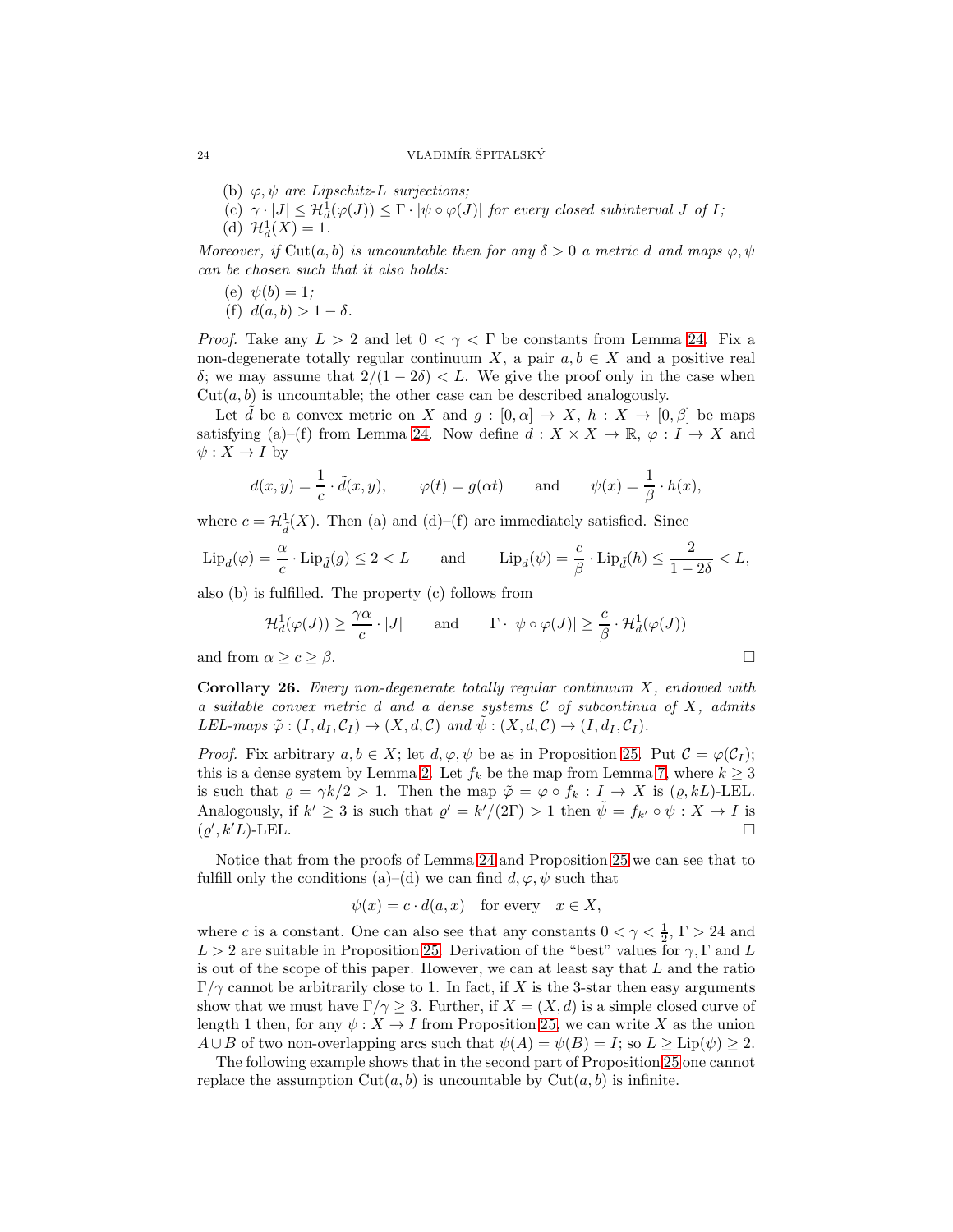(b) $\varphi, \psi$ *are Lipschitz-L surjections;*
(c) $\gamma \cdot |J| \le \mathcal{H}^1_d(\varphi(J)) \le \Gamma \cdot |\psi \circ \varphi(J)|$ *for every closed subinterval $J$ of $I$;*
(d) $\mathcal{H}^1_d(X) = 1$.

*Moreover, if $\mathrm{Cut}(a, b)$ is uncountable then for any $\delta > 0$ a metric $d$ and maps $\varphi, \psi$ can be chosen such that it also holds:*

(e) $\psi(b) = 1$;
(f) $d(a, b) > 1 - \delta$.

*Proof.* Take any $L > 2$ and let $0 < \gamma < \Gamma$ be constants from Lemma 24. Fix a non-degenerate totally regular continuum $X$, a pair $a, b \in X$ and a positive real $\delta$; we may assume that $2/(1-2\delta) < L$. We give the proof only in the case when $\mathrm{Cut}(a, b)$ is uncountable; the other case can be described analogously.

Let $\tilde{d}$ be a convex metric on $X$ and $g : [0, \alpha] \to X$, $h : X \to [0, \beta]$ be maps satisfying (a)–(f) from Lemma 24. Now define $d : X \times X \to \mathbb{R}$, $\varphi : I \to X$ and $\psi : X \to I$ by

$$d(x, y) = \frac{1}{c} \cdot \tilde{d}(x, y), \qquad \varphi(t) = g(\alpha t) \qquad \text{and} \qquad \psi(x) = \frac{1}{\beta} \cdot h(x),$$

where $c = \mathcal{H}^1_{\tilde{d}}(X)$. Then (a) and (d)–(f) are immediately satisfied. Since

$$\mathrm{Lip}_d(\varphi) = \frac{\alpha}{c} \cdot \mathrm{Lip}_{\tilde{d}}(g) \le 2 < L \qquad \text{and} \qquad \mathrm{Lip}_d(\psi) = \frac{c}{\beta} \cdot \mathrm{Lip}_{\tilde{d}}(h) \le \frac{2}{1 - 2\delta} < L,$$

also (b) is fulfilled. The property (c) follows from

$$\mathcal{H}^1_d(\varphi(J)) \ge \frac{\gamma\alpha}{c} \cdot |J| \qquad \text{and} \qquad \Gamma \cdot |\psi \circ \varphi(J)| \ge \frac{c}{\beta} \cdot \mathcal{H}^1_d(\varphi(J))$$

and from $\alpha \ge c \ge \beta$. $\square$

**Corollary 26.** *Every non-degenerate totally regular continuum $X$, endowed with a suitable convex metric $d$ and a dense systems $\mathcal{C}$ of subcontinua of $X$, admits LEL-maps $\tilde{\varphi} : (I, d_I, \mathcal{C}_I) \to (X, d, \mathcal{C})$ and $\tilde{\psi} : (X, d, \mathcal{C}) \to (I, d_I, \mathcal{C}_I)$.*

*Proof.* Fix arbitrary $a, b \in X$; let $d, \varphi, \psi$ be as in Proposition 25. Put $\mathcal{C} = \varphi(\mathcal{C}_I)$; this is a dense system by Lemma 2. Let $f_k$ be the map from Lemma 7, where $k \ge 3$ is such that $\varrho = \gamma k/2 > 1$. Then the map $\tilde{\varphi} = \varphi \circ f_k : I \to X$ is $(\varrho, kL)$-LEL. Analogously, if $k' \ge 3$ is such that $\varrho' = k'/(2\Gamma) > 1$ then $\tilde{\psi} = f_{k'} \circ \psi : X \to I$ is $(\varrho', k'L)$-LEL. $\square$

Notice that from the proofs of Lemma 24 and Proposition 25 we can see that to fulfill only the conditions (a)–(d) we can find $d, \varphi, \psi$ such that

$$\psi(x) = c \cdot d(a, x) \quad \text{for every} \quad x \in X,$$

where $c$ is a constant. One can also see that any constants $0 < \gamma < \frac{1}{2}$, $\Gamma > 24$ and $L > 2$ are suitable in Proposition 25. Derivation of the "best" values for $\gamma, \Gamma$ and $L$ is out of the scope of this paper. However, we can at least say that $L$ and the ratio $\Gamma/\gamma$ cannot be arbitrarily close to 1. In fact, if $X$ is the 3-star then easy arguments show that we must have $\Gamma/\gamma \ge 3$. Further, if $X = (X, d)$ is a simple closed curve of length 1 then, for any $\psi : X \to I$ from Proposition 25, we can write $X$ as the union $A \cup B$ of two non-overlapping arcs such that $\psi(A) = \psi(B) = I$; so $L \ge \mathrm{Lip}(\psi) \ge 2$.

The following example shows that in the second part of Proposition 25 one cannot replace the assumption $\mathrm{Cut}(a, b)$ is uncountable by $\mathrm{Cut}(a, b)$ is infinite.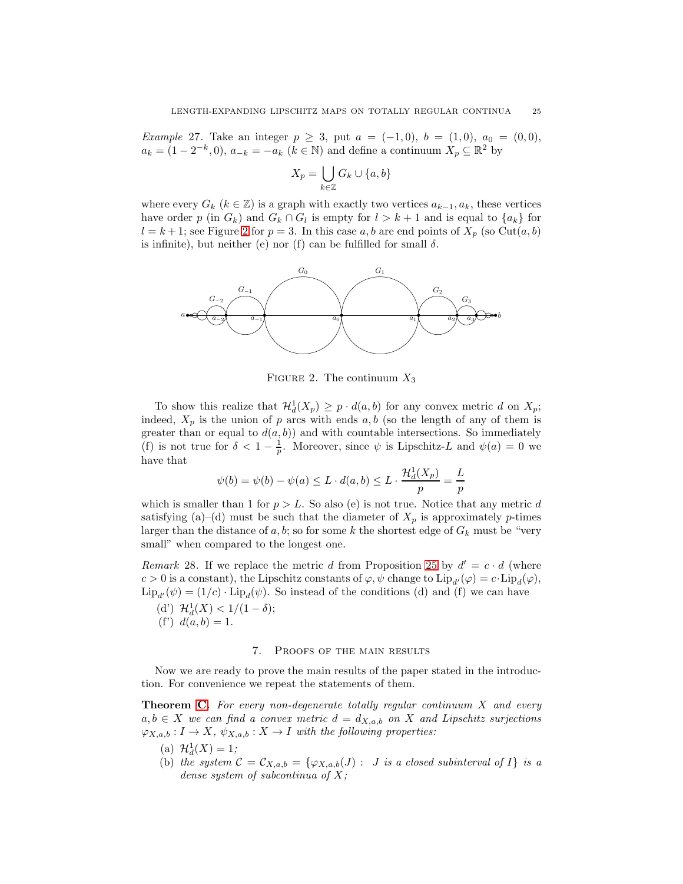*Example* 27. Take an integer $p \geq 3$, put $a = (-1, 0)$, $b = (1, 0)$, $a_0 = (0, 0)$, $a_k = (1 - 2^{-k}, 0)$, $a_{-k} = -a_k$ ($k \in \mathbb{N}$) and define a continuum $X_p \subseteq \mathbb{R}^2$ by

$$X_p = \bigcup_{k \in \mathbb{Z}} G_k \cup \{a, b\}$$

where every $G_k$ ($k \in \mathbb{Z}$) is a graph with exactly two vertices $a_{k-1}, a_k$, these vertices have order $p$ (in $G_k$) and $G_k \cap G_l$ is empty for $l > k + 1$ and is equal to $\{a_k\}$ for $l = k+1$; see Figure 2 for $p = 3$. In this case $a, b$ are end points of $X_p$ (so $\mathrm{Cut}(a, b)$ is infinite), but neither (e) nor (f) can be fulfilled for small $\delta$.

$G_{-2}$
$G_{-1}$
$G_0$
$G_1$
$G_2$
$G_3$
$a$
$a_{-2}$
$a_{-1}$
$a_0$
$a_1$
$a_2$
$a_3$
$b$

FIGURE 2. The continuum $X_3$

To show this realize that $\mathcal{H}^1_d(X_p) \geq p \cdot d(a, b)$ for any convex metric $d$ on $X_p$; indeed, $X_p$ is the union of $p$ arcs with ends $a, b$ (so the length of any of them is greater than or equal to $d(a, b)$) and with countable intersections. So immediately (f) is not true for $\delta < 1 - \frac{1}{p}$. Moreover, since $\psi$ is Lipschitz-$L$ and $\psi(a) = 0$ we have that

$$\psi(b) = \psi(b) - \psi(a) \leq L \cdot d(a, b) \leq L \cdot \frac{\mathcal{H}^1_d(X_p)}{p} = \frac{L}{p}$$

which is smaller than 1 for $p > L$. So also (e) is not true. Notice that any metric $d$ satisfying (a)–(d) must be such that the diameter of $X_p$ is approximately $p$-times larger than the distance of $a, b$; so for some $k$ the shortest edge of $G_k$ must be "very small" when compared to the longest one.

*Remark* 28. If we replace the metric $d$ from Proposition 25 by $d' = c \cdot d$ (where $c > 0$ is a constant), the Lipschitz constants of $\varphi, \psi$ change to $\mathrm{Lip}_{d'}(\varphi) = c \cdot \mathrm{Lip}_d(\varphi)$, $\mathrm{Lip}_{d'}(\psi) = (1/c) \cdot \mathrm{Lip}_d(\psi)$. So instead of the conditions (d) and (f) we can have

(d') $\mathcal{H}^1_d(X) < 1/(1 - \delta)$;
(f') $d(a, b) = 1$.

## 7. Proofs of the main results

Now we are ready to prove the main results of the paper stated in the introduction. For convenience we repeat the statements of them.

**Theorem C.** *For every non-degenerate totally regular continuum $X$ and every $a, b \in X$ we can find a convex metric $d = d_{X,a,b}$ on $X$ and Lipschitz surjections $\varphi_{X,a,b} : I \to X$, $\psi_{X,a,b} : X \to I$ with the following properties:*

(a) $\mathcal{H}^1_d(X) = 1$*;*
(b) *the system $\mathcal{C} = \mathcal{C}_{X,a,b} = \{\varphi_{X,a,b}(J) : \ J$ is a closed subinterval of $I\}$ is a dense system of subcontinua of $X$;*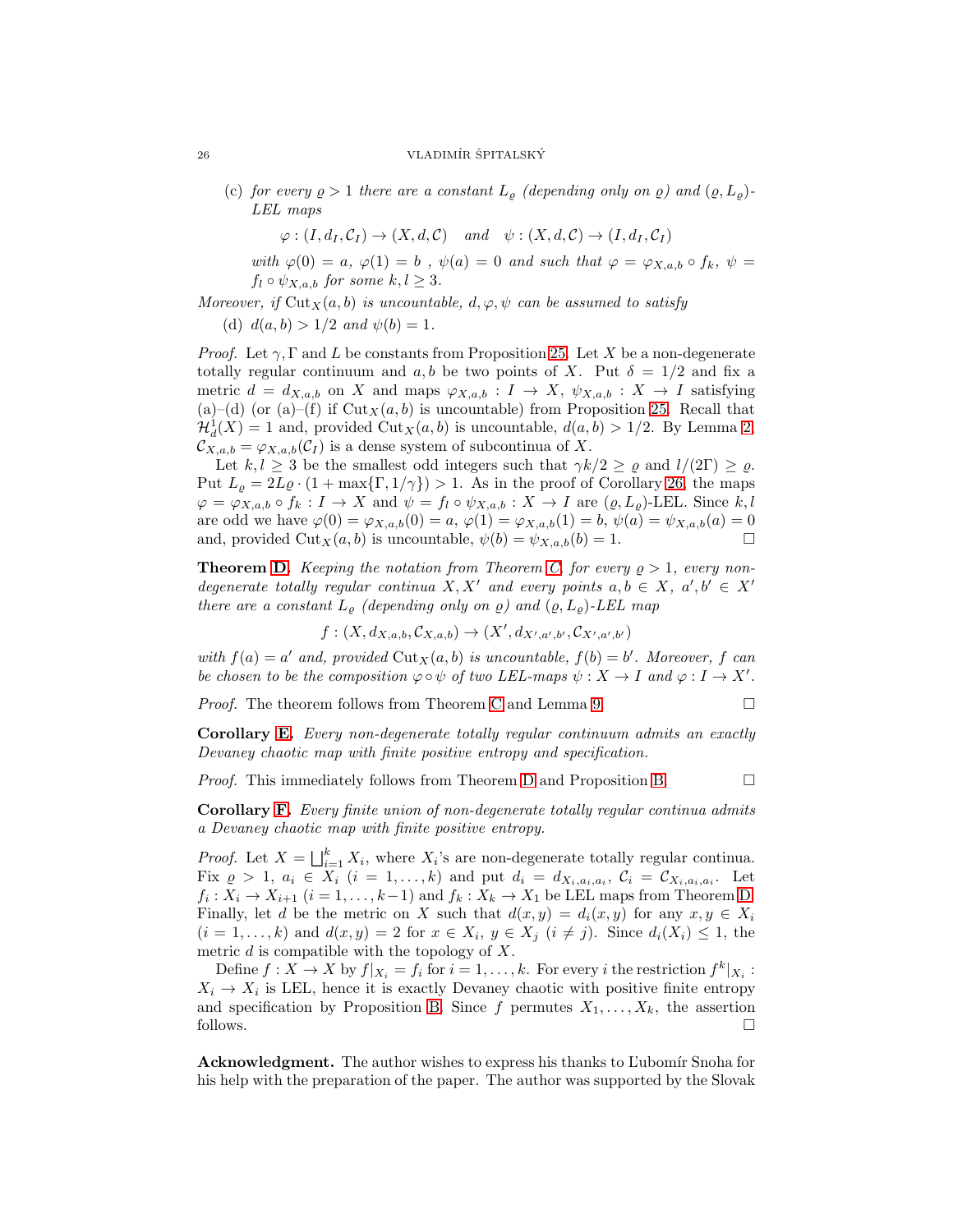(c) *for every $\varrho > 1$ there are a constant $L_\varrho$ (depending only on $\varrho$) and $(\varrho, L_\varrho)$-LEL maps*

$$\varphi : (I, d_I, \mathcal{C}_I) \to (X, d, \mathcal{C}) \quad \text{and} \quad \psi : (X, d, \mathcal{C}) \to (I, d_I, \mathcal{C}_I)$$

*with $\varphi(0) = a$, $\varphi(1) = b$ , $\psi(a) = 0$ and such that $\varphi = \varphi_{X,a,b} \circ f_k$, $\psi = f_l \circ \psi_{X,a,b}$ for some $k, l \geq 3$.*

*Moreover, if $\mathrm{Cut}_X(a, b)$ is uncountable, $d, \varphi, \psi$ can be assumed to satisfy*

(d) *$d(a, b) > 1/2$ and $\psi(b) = 1$.*

*Proof.* Let $\gamma, \Gamma$ and $L$ be constants from Proposition 25. Let $X$ be a non-degenerate totally regular continuum and $a, b$ be two points of $X$. Put $\delta = 1/2$ and fix a metric $d = d_{X,a,b}$ on $X$ and maps $\varphi_{X,a,b} : I \to X$, $\psi_{X,a,b} : X \to I$ satisfying (a)–(d) (or (a)–(f) if $\mathrm{Cut}_X(a, b)$ is uncountable) from Proposition 25. Recall that $\mathcal{H}^1_d(X) = 1$ and, provided $\mathrm{Cut}_X(a, b)$ is uncountable, $d(a, b) > 1/2$. By Lemma 2, $\mathcal{C}_{X,a,b} = \varphi_{X,a,b}(\mathcal{C}_I)$ is a dense system of subcontinua of $X$.

Let $k, l \geq 3$ be the smallest odd integers such that $\gamma k/2 \geq \varrho$ and $l/(2\Gamma) \geq \varrho$. Put $L_\varrho = 2L\varrho \cdot (1 + \max\{\Gamma, 1/\gamma\}) > 1$. As in the proof of Corollary 26, the maps $\varphi = \varphi_{X,a,b} \circ f_k : I \to X$ and $\psi = f_l \circ \psi_{X,a,b} : X \to I$ are $(\varrho, L_\varrho)$-LEL. Since $k, l$ are odd we have $\varphi(0) = \varphi_{X,a,b}(0) = a$, $\varphi(1) = \varphi_{X,a,b}(1) = b$, $\psi(a) = \psi_{X,a,b}(a) = 0$ and, provided $\mathrm{Cut}_X(a, b)$ is uncountable, $\psi(b) = \psi_{X,a,b}(b) = 1$. □

**Theorem D.** *Keeping the notation from Theorem C, for every $\varrho > 1$, every non-degenerate totally regular continua $X, X'$ and every points $a, b \in X$, $a', b' \in X'$ there are a constant $L_\varrho$ (depending only on $\varrho$) and $(\varrho, L_\varrho)$-LEL map*

$$f : (X, d_{X,a,b}, \mathcal{C}_{X,a,b}) \to (X', d_{X',a',b'}, \mathcal{C}_{X',a',b'})$$

*with $f(a) = a'$ and, provided $\mathrm{Cut}_X(a, b)$ is uncountable, $f(b) = b'$. Moreover, $f$ can be chosen to be the composition $\varphi \circ \psi$ of two LEL-maps $\psi : X \to I$ and $\varphi : I \to X'$.*

*Proof.* The theorem follows from Theorem C and Lemma 9. □

**Corollary E.** *Every non-degenerate totally regular continuum admits an exactly Devaney chaotic map with finite positive entropy and specification.*

*Proof.* This immediately follows from Theorem D and Proposition B. □

**Corollary F.** *Every finite union of non-degenerate totally regular continua admits a Devaney chaotic map with finite positive entropy.*

*Proof.* Let $X = \bigsqcup_{i=1}^k X_i$, where $X_i$'s are non-degenerate totally regular continua. Fix $\varrho > 1$, $a_i \in X_i$ $(i = 1, \ldots, k)$ and put $d_i = d_{X_i,a_i,a_i}$, $\mathcal{C}_i = \mathcal{C}_{X_i,a_i,a_i}$. Let $f_i : X_i \to X_{i+1}$ $(i = 1, \ldots, k-1)$ and $f_k : X_k \to X_1$ be LEL maps from Theorem D. Finally, let $d$ be the metric on $X$ such that $d(x, y) = d_i(x, y)$ for any $x, y \in X_i$ $(i = 1, \ldots, k)$ and $d(x, y) = 2$ for $x \in X_i$, $y \in X_j$ $(i \neq j)$. Since $d_i(X_i) \leq 1$, the metric $d$ is compatible with the topology of $X$.

Define $f : X \to X$ by $f|_{X_i} = f_i$ for $i = 1, \ldots, k$. For every $i$ the restriction $f^k|_{X_i} : X_i \to X_i$ is LEL, hence it is exactly Devaney chaotic with positive finite entropy and specification by Proposition B. Since $f$ permutes $X_1, \ldots, X_k$, the assertion follows. □

**Acknowledgment.** The author wishes to express his thanks to Ľubomír Snoha for his help with the preparation of the paper. The author was supported by the Slovak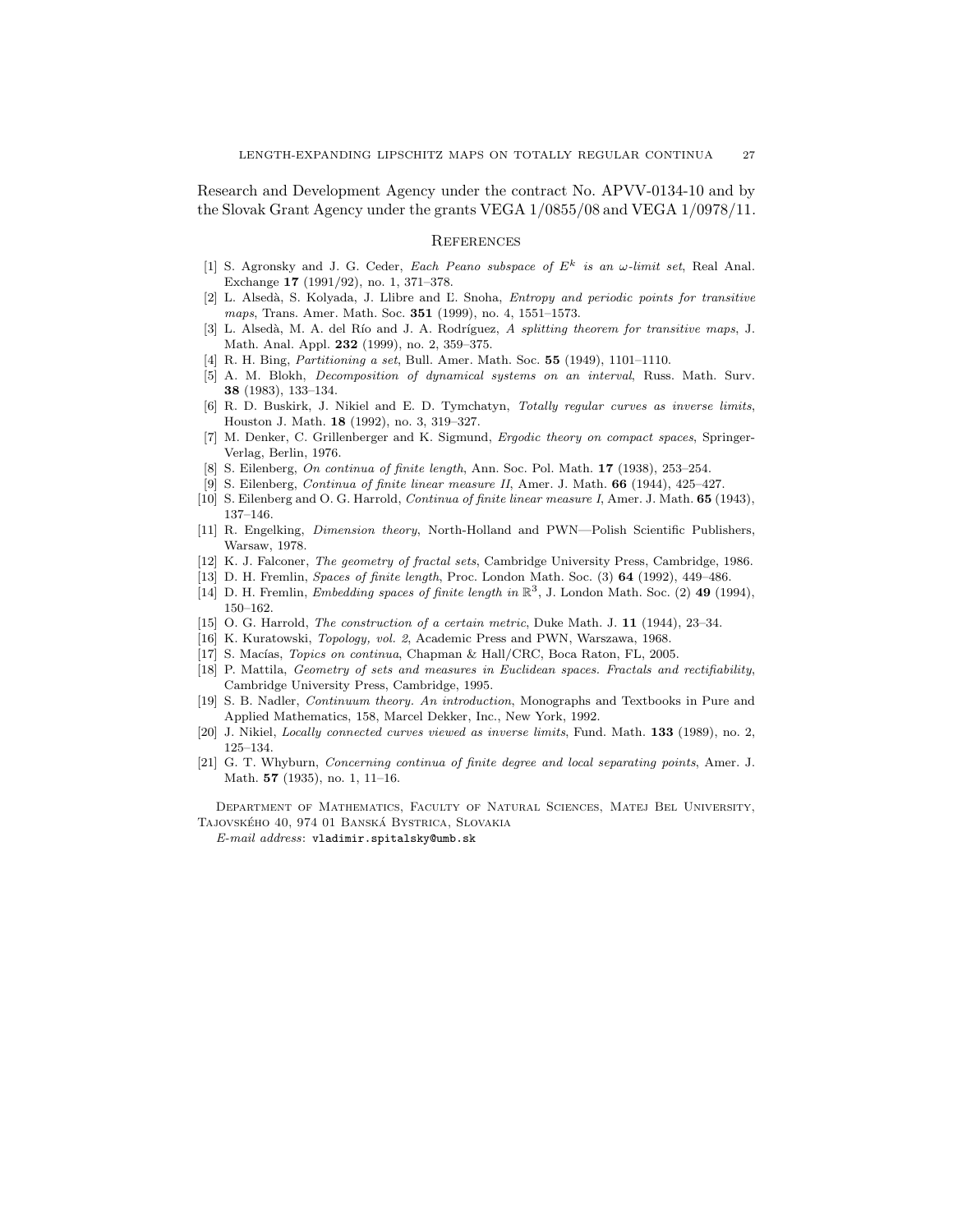Research and Development Agency under the contract No. APVV-0134-10 and by the Slovak Grant Agency under the grants VEGA 1/0855/08 and VEGA 1/0978/11.

## References

[1] S. Agronsky and J. G. Ceder, *Each Peano subspace of $E^k$ is an $\omega$-limit set*, Real Anal. Exchange **17** (1991/92), no. 1, 371–378.

[2] L. Alsedà, S. Kolyada, J. Llibre and Ľ. Snoha, *Entropy and periodic points for transitive maps*, Trans. Amer. Math. Soc. **351** (1999), no. 4, 1551–1573.

[3] L. Alsedà, M. A. del Río and J. A. Rodríguez, *A splitting theorem for transitive maps*, J. Math. Anal. Appl. **232** (1999), no. 2, 359–375.

[4] R. H. Bing, *Partitioning a set*, Bull. Amer. Math. Soc. **55** (1949), 1101–1110.

[5] A. M. Blokh, *Decomposition of dynamical systems on an interval*, Russ. Math. Surv. **38** (1983), 133–134.

[6] R. D. Buskirk, J. Nikiel and E. D. Tymchatyn, *Totally regular curves as inverse limits*, Houston J. Math. **18** (1992), no. 3, 319–327.

[7] M. Denker, C. Grillenberger and K. Sigmund, *Ergodic theory on compact spaces*, Springer-Verlag, Berlin, 1976.

[8] S. Eilenberg, *On continua of finite length*, Ann. Soc. Pol. Math. **17** (1938), 253–254.

[9] S. Eilenberg, *Continua of finite linear measure II*, Amer. J. Math. **66** (1944), 425–427.

[10] S. Eilenberg and O. G. Harrold, *Continua of finite linear measure I*, Amer. J. Math. **65** (1943), 137–146.

[11] R. Engelking, *Dimension theory*, North-Holland and PWN—Polish Scientific Publishers, Warsaw, 1978.

[12] K. J. Falconer, *The geometry of fractal sets*, Cambridge University Press, Cambridge, 1986.

[13] D. H. Fremlin, *Spaces of finite length*, Proc. London Math. Soc. (3) **64** (1992), 449–486.

[14] D. H. Fremlin, *Embedding spaces of finite length in $\mathbb{R}^3$*, J. London Math. Soc. (2) **49** (1994), 150–162.

[15] O. G. Harrold, *The construction of a certain metric*, Duke Math. J. **11** (1944), 23–34.

[16] K. Kuratowski, *Topology, vol. 2*, Academic Press and PWN, Warszawa, 1968.

[17] S. Macías, *Topics on continua*, Chapman & Hall/CRC, Boca Raton, FL, 2005.

[18] P. Mattila, *Geometry of sets and measures in Euclidean spaces. Fractals and rectifiability*, Cambridge University Press, Cambridge, 1995.

[19] S. B. Nadler, *Continuum theory. An introduction*, Monographs and Textbooks in Pure and Applied Mathematics, 158, Marcel Dekker, Inc., New York, 1992.

[20] J. Nikiel, *Locally connected curves viewed as inverse limits*, Fund. Math. **133** (1989), no. 2, 125–134.

[21] G. T. Whyburn, *Concerning continua of finite degree and local separating points*, Amer. J. Math. **57** (1935), no. 1, 11–16.

Department of Mathematics, Faculty of Natural Sciences, Matej Bel University, Tajovského 40, 974 01 Banská Bystrica, Slovakia

*E-mail address*: vladimir.spitalsky@umb.sk